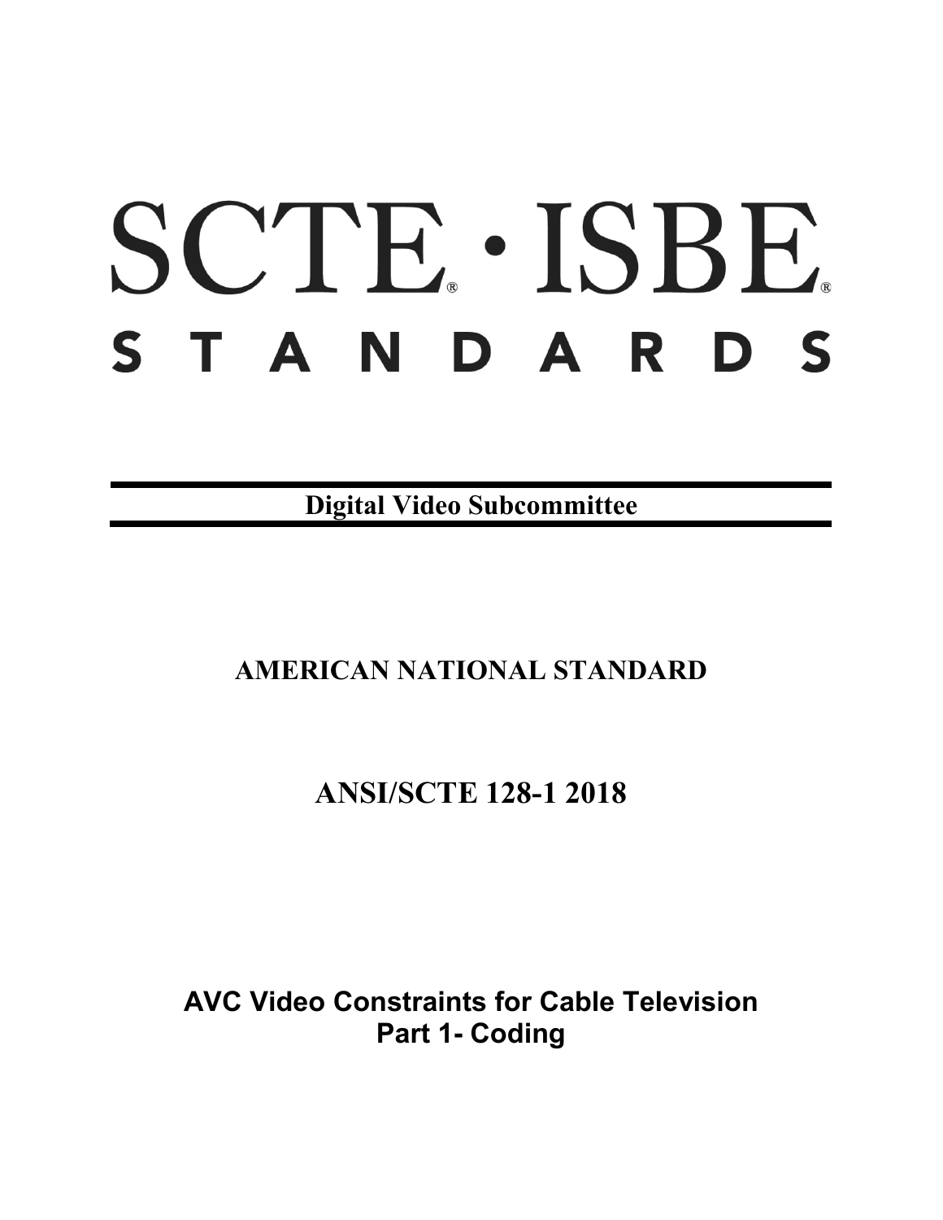# SCTE · ISBE
# STANDARDS

**Digital Video Subcommittee**

## AMERICAN NATIONAL STANDARD

## ANSI/SCTE 128-1 2018

## AVC Video Constraints for Cable Television
## Part 1- Coding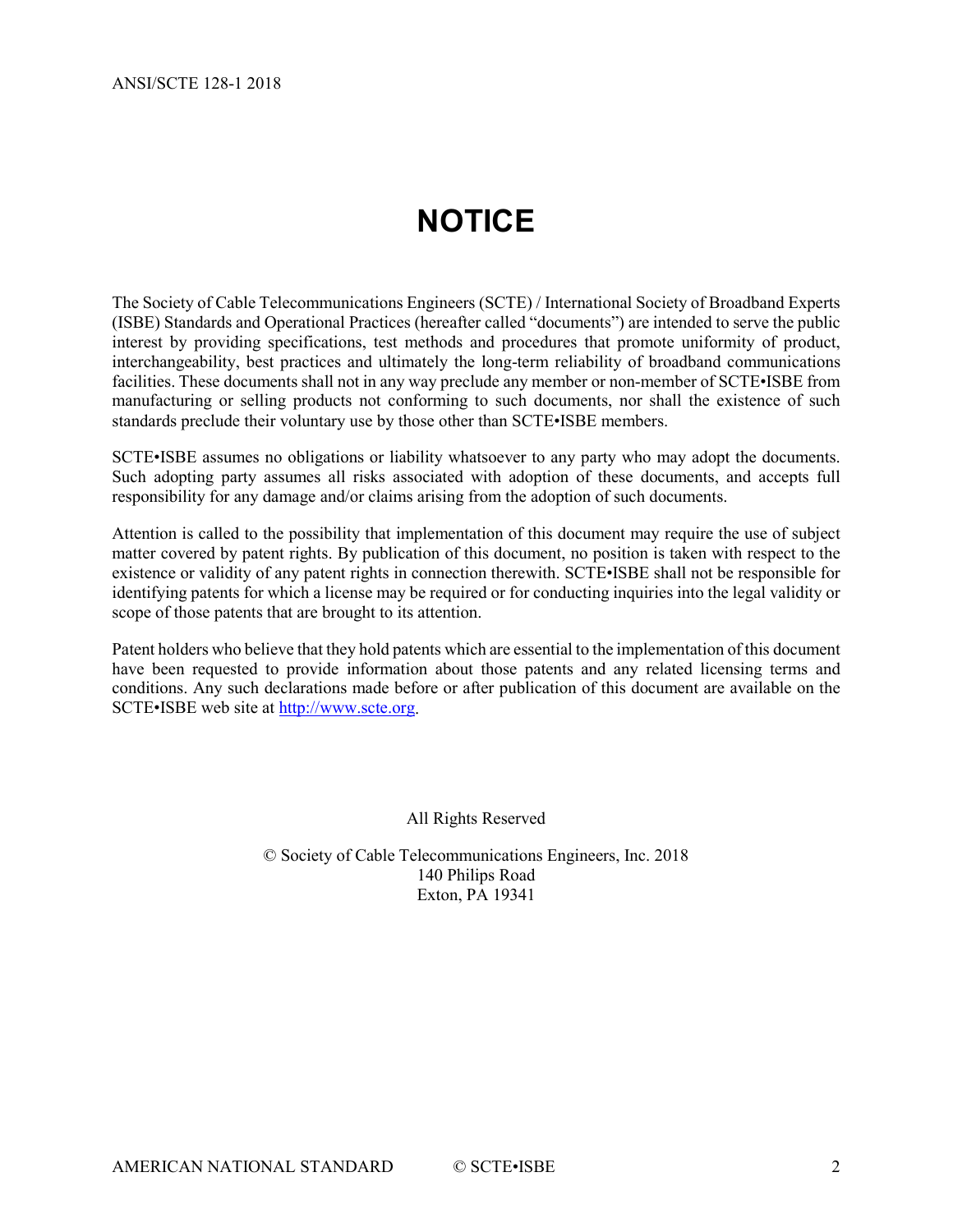# NOTICE

The Society of Cable Telecommunications Engineers (SCTE) / International Society of Broadband Experts (ISBE) Standards and Operational Practices (hereafter called "documents") are intended to serve the public interest by providing specifications, test methods and procedures that promote uniformity of product, interchangeability, best practices and ultimately the long-term reliability of broadband communications facilities. These documents shall not in any way preclude any member or non-member of SCTE•ISBE from manufacturing or selling products not conforming to such documents, nor shall the existence of such standards preclude their voluntary use by those other than SCTE•ISBE members.

SCTE•ISBE assumes no obligations or liability whatsoever to any party who may adopt the documents. Such adopting party assumes all risks associated with adoption of these documents, and accepts full responsibility for any damage and/or claims arising from the adoption of such documents.

Attention is called to the possibility that implementation of this document may require the use of subject matter covered by patent rights. By publication of this document, no position is taken with respect to the existence or validity of any patent rights in connection therewith. SCTE•ISBE shall not be responsible for identifying patents for which a license may be required or for conducting inquiries into the legal validity or scope of those patents that are brought to its attention.

Patent holders who believe that they hold patents which are essential to the implementation of this document have been requested to provide information about those patents and any related licensing terms and conditions. Any such declarations made before or after publication of this document are available on the SCTE•ISBE web site at http://www.scte.org.

All Rights Reserved

© Society of Cable Telecommunications Engineers, Inc. 2018
140 Philips Road
Exton, PA 19341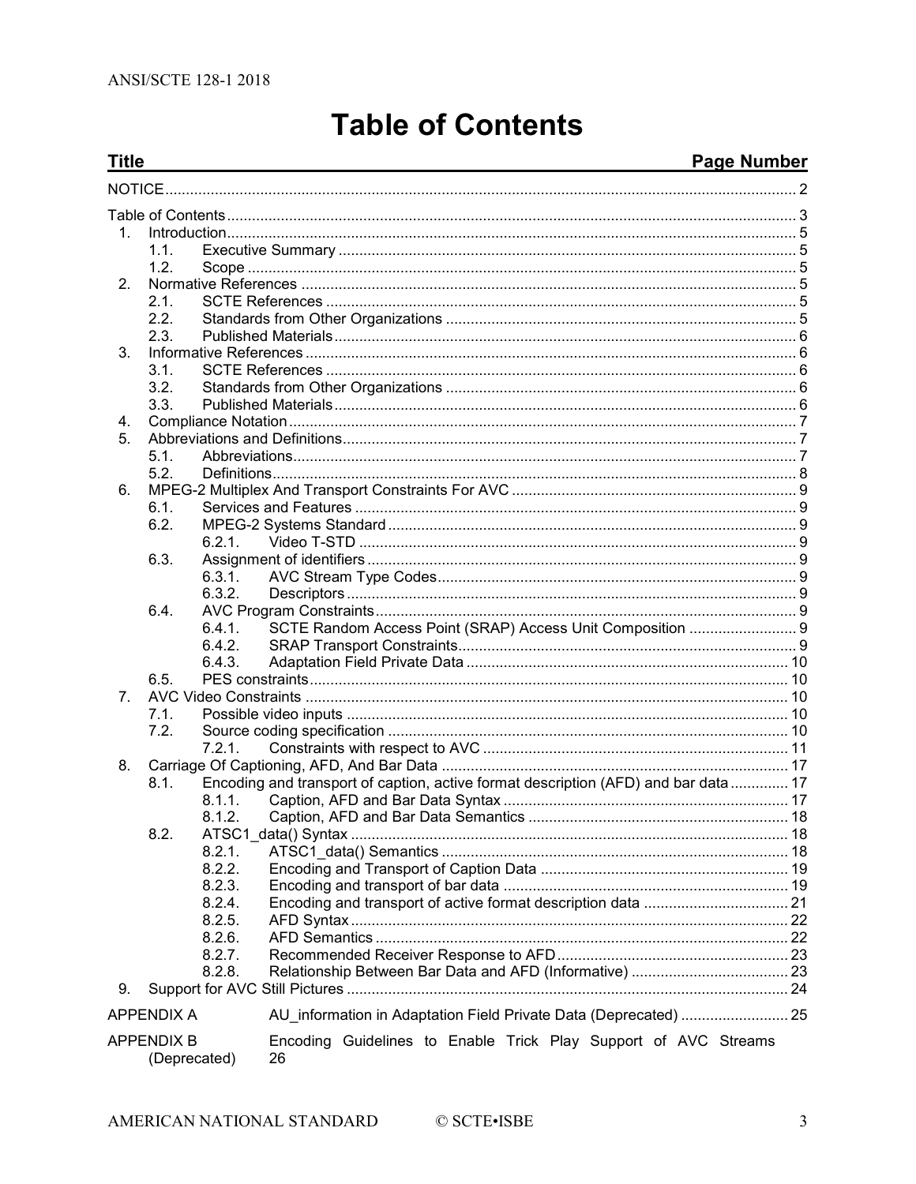# Table of Contents

| Title | Page Number |
|---|---|
| NOTICE | 2 |
| Table of Contents | 3 |
| 1. Introduction | 5 |
| 1.1. Executive Summary | 5 |
| 1.2. Scope | 5 |
| 2. Normative References | 5 |
| 2.1. SCTE References | 5 |
| 2.2. Standards from Other Organizations | 5 |
| 2.3. Published Materials | 6 |
| 3. Informative References | 6 |
| 3.1. SCTE References | 6 |
| 3.2. Standards from Other Organizations | 6 |
| 3.3. Published Materials | 6 |
| 4. Compliance Notation | 7 |
| 5. Abbreviations and Definitions | 7 |
| 5.1. Abbreviations | 7 |
| 5.2. Definitions | 8 |
| 6. MPEG-2 Multiplex And Transport Constraints For AVC | 9 |
| 6.1. Services and Features | 9 |
| 6.2. MPEG-2 Systems Standard | 9 |
| 6.2.1. Video T-STD | 9 |
| 6.3. Assignment of identifiers | 9 |
| 6.3.1. AVC Stream Type Codes | 9 |
| 6.3.2. Descriptors | 9 |
| 6.4. AVC Program Constraints | 9 |
| 6.4.1. SCTE Random Access Point (SRAP) Access Unit Composition | 9 |
| 6.4.2. SRAP Transport Constraints | 9 |
| 6.4.3. Adaptation Field Private Data | 10 |
| 6.5. PES constraints | 10 |
| 7. AVC Video Constraints | 10 |
| 7.1. Possible video inputs | 10 |
| 7.2. Source coding specification | 10 |
| 7.2.1. Constraints with respect to AVC | 11 |
| 8. Carriage Of Captioning, AFD, And Bar Data | 17 |
| 8.1. Encoding and transport of caption, active format description (AFD) and bar data | 17 |
| 8.1.1. Caption, AFD and Bar Data Syntax | 17 |
| 8.1.2. Caption, AFD and Bar Data Semantics | 18 |
| 8.2. ATSC1_data() Syntax | 18 |
| 8.2.1. ATSC1_data() Semantics | 18 |
| 8.2.2. Encoding and Transport of Caption Data | 19 |
| 8.2.3. Encoding and transport of bar data | 19 |
| 8.2.4. Encoding and transport of active format description data | 21 |
| 8.2.5. AFD Syntax | 22 |
| 8.2.6. AFD Semantics | 22 |
| 8.2.7. Recommended Receiver Response to AFD | 23 |
| 8.2.8. Relationship Between Bar Data and AFD (Informative) | 23 |
| 9. Support for AVC Still Pictures | 24 |
| APPENDIX A AU_information in Adaptation Field Private Data (Deprecated) | 25 |
| APPENDIX B (Deprecated) Encoding Guidelines to Enable Trick Play Support of AVC Streams | 26 |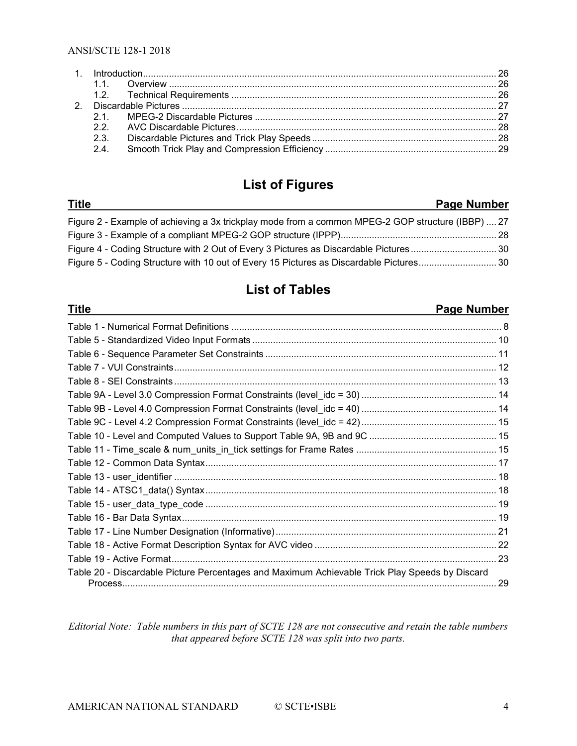1. Introduction ... 26
   1.1. Overview ... 26
   1.2. Technical Requirements ... 26
2. Discardable Pictures ... 27
   2.1. MPEG-2 Discardable Pictures ... 27
   2.2. AVC Discardable Pictures ... 28
   2.3. Discardable Pictures and Trick Play Speeds ... 28
   2.4. Smooth Trick Play and Compression Efficiency ... 29

## List of Figures

| Title | Page Number |
|---|---|
| Figure 2 - Example of achieving a 3x trickplay mode from a common MPEG-2 GOP structure (IBBP) | 27 |
| Figure 3 - Example of a compliant MPEG-2 GOP structure (IPPP) | 28 |
| Figure 4 - Coding Structure with 2 Out of Every 3 Pictures as Discardable Pictures | 30 |
| Figure 5 - Coding Structure with 10 out of Every 15 Pictures as Discardable Pictures | 30 |

## List of Tables

| Title | Page Number |
|---|---|
| Table 1 - Numerical Format Definitions | 8 |
| Table 5 - Standardized Video Input Formats | 10 |
| Table 6 - Sequence Parameter Set Constraints | 11 |
| Table 7 - VUI Constraints | 12 |
| Table 8 - SEI Constraints | 13 |
| Table 9A - Level 3.0 Compression Format Constraints (level_idc = 30) | 14 |
| Table 9B - Level 4.0 Compression Format Constraints (level_idc = 40) | 14 |
| Table 9C - Level 4.2 Compression Format Constraints (level_idc = 42) | 15 |
| Table 10 - Level and Computed Values to Support Table 9A, 9B and 9C | 15 |
| Table 11 - Time_scale & num_units_in_tick settings for Frame Rates | 15 |
| Table 12 - Common Data Syntax | 17 |
| Table 13 - user_identifier | 18 |
| Table 14 - ATSC1_data() Syntax | 18 |
| Table 15 - user_data_type_code | 19 |
| Table 16 - Bar Data Syntax | 19 |
| Table 17 - Line Number Designation (Informative) | 21 |
| Table 18 - Active Format Description Syntax for AVC video | 22 |
| Table 19 - Active Format | 23 |
| Table 20 - Discardable Picture Percentages and Maximum Achievable Trick Play Speeds by Discard Process | 29 |

*Editorial Note: Table numbers in this part of SCTE 128 are not consecutive and retain the table numbers that appeared before SCTE 128 was split into two parts.*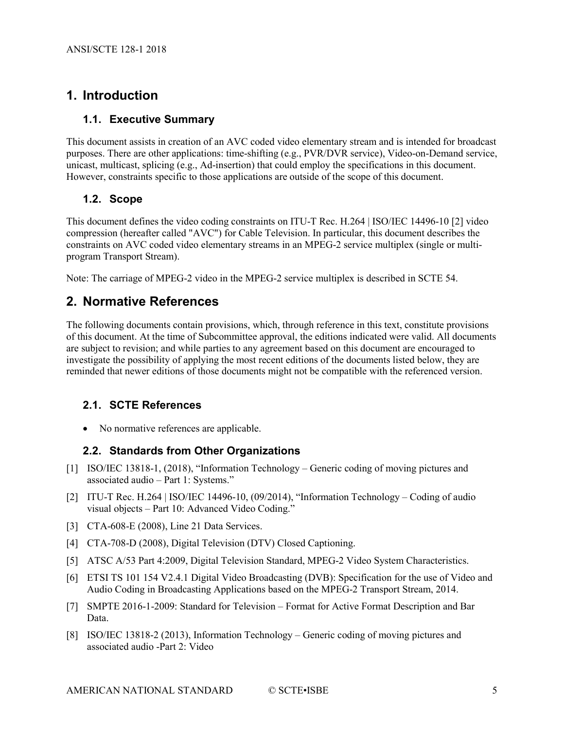# 1. Introduction

## 1.1. Executive Summary

This document assists in creation of an AVC coded video elementary stream and is intended for broadcast purposes. There are other applications: time-shifting (e.g., PVR/DVR service), Video-on-Demand service, unicast, multicast, splicing (e.g., Ad-insertion) that could employ the specifications in this document. However, constraints specific to those applications are outside of the scope of this document.

## 1.2. Scope

This document defines the video coding constraints on ITU-T Rec. H.264 | ISO/IEC 14496-10 [2] video compression (hereafter called "AVC") for Cable Television. In particular, this document describes the constraints on AVC coded video elementary streams in an MPEG-2 service multiplex (single or multi-program Transport Stream).

Note: The carriage of MPEG-2 video in the MPEG-2 service multiplex is described in SCTE 54.

# 2. Normative References

The following documents contain provisions, which, through reference in this text, constitute provisions of this document. At the time of Subcommittee approval, the editions indicated were valid. All documents are subject to revision; and while parties to any agreement based on this document are encouraged to investigate the possibility of applying the most recent editions of the documents listed below, they are reminded that newer editions of those documents might not be compatible with the referenced version.

## 2.1. SCTE References

- No normative references are applicable.

## 2.2. Standards from Other Organizations

[1] ISO/IEC 13818-1, (2018), "Information Technology – Generic coding of moving pictures and associated audio – Part 1: Systems."

[2] ITU-T Rec. H.264 | ISO/IEC 14496-10, (09/2014), "Information Technology – Coding of audio visual objects – Part 10: Advanced Video Coding."

[3] CTA-608-E (2008), Line 21 Data Services.

[4] CTA-708-D (2008), Digital Television (DTV) Closed Captioning.

[5] ATSC A/53 Part 4:2009, Digital Television Standard, MPEG-2 Video System Characteristics.

[6] ETSI TS 101 154 V2.4.1 Digital Video Broadcasting (DVB): Specification for the use of Video and Audio Coding in Broadcasting Applications based on the MPEG-2 Transport Stream, 2014.

[7] SMPTE 2016-1-2009: Standard for Television – Format for Active Format Description and Bar Data.

[8] ISO/IEC 13818-2 (2013), Information Technology – Generic coding of moving pictures and associated audio -Part 2: Video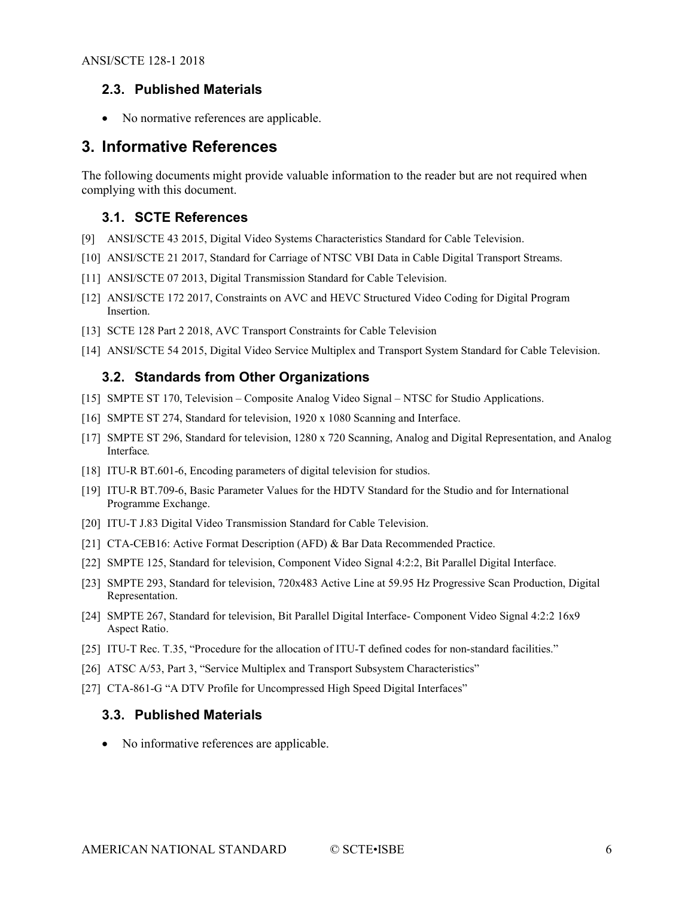### 2.3. Published Materials

- No normative references are applicable.

## 3. Informative References

The following documents might provide valuable information to the reader but are not required when complying with this document.

### 3.1. SCTE References

[9] ANSI/SCTE 43 2015, Digital Video Systems Characteristics Standard for Cable Television.

[10] ANSI/SCTE 21 2017, Standard for Carriage of NTSC VBI Data in Cable Digital Transport Streams.

[11] ANSI/SCTE 07 2013, Digital Transmission Standard for Cable Television.

[12] ANSI/SCTE 172 2017, Constraints on AVC and HEVC Structured Video Coding for Digital Program Insertion.

[13] SCTE 128 Part 2 2018, AVC Transport Constraints for Cable Television

[14] ANSI/SCTE 54 2015, Digital Video Service Multiplex and Transport System Standard for Cable Television.

### 3.2. Standards from Other Organizations

[15] SMPTE ST 170, Television – Composite Analog Video Signal – NTSC for Studio Applications.

[16] SMPTE ST 274, Standard for television, 1920 x 1080 Scanning and Interface.

[17] SMPTE ST 296, Standard for television, 1280 x 720 Scanning, Analog and Digital Representation, and Analog Interface.

[18] ITU-R BT.601-6, Encoding parameters of digital television for studios.

[19] ITU-R BT.709-6, Basic Parameter Values for the HDTV Standard for the Studio and for International Programme Exchange.

[20] ITU-T J.83 Digital Video Transmission Standard for Cable Television.

[21] CTA-CEB16: Active Format Description (AFD) & Bar Data Recommended Practice.

[22] SMPTE 125, Standard for television, Component Video Signal 4:2:2, Bit Parallel Digital Interface.

[23] SMPTE 293, Standard for television, 720x483 Active Line at 59.95 Hz Progressive Scan Production, Digital Representation.

[24] SMPTE 267, Standard for television, Bit Parallel Digital Interface- Component Video Signal 4:2:2 16x9 Aspect Ratio.

[25] ITU-T Rec. T.35, "Procedure for the allocation of ITU-T defined codes for non-standard facilities."

[26] ATSC A/53, Part 3, "Service Multiplex and Transport Subsystem Characteristics"

[27] CTA-861-G "A DTV Profile for Uncompressed High Speed Digital Interfaces"

### 3.3. Published Materials

- No informative references are applicable.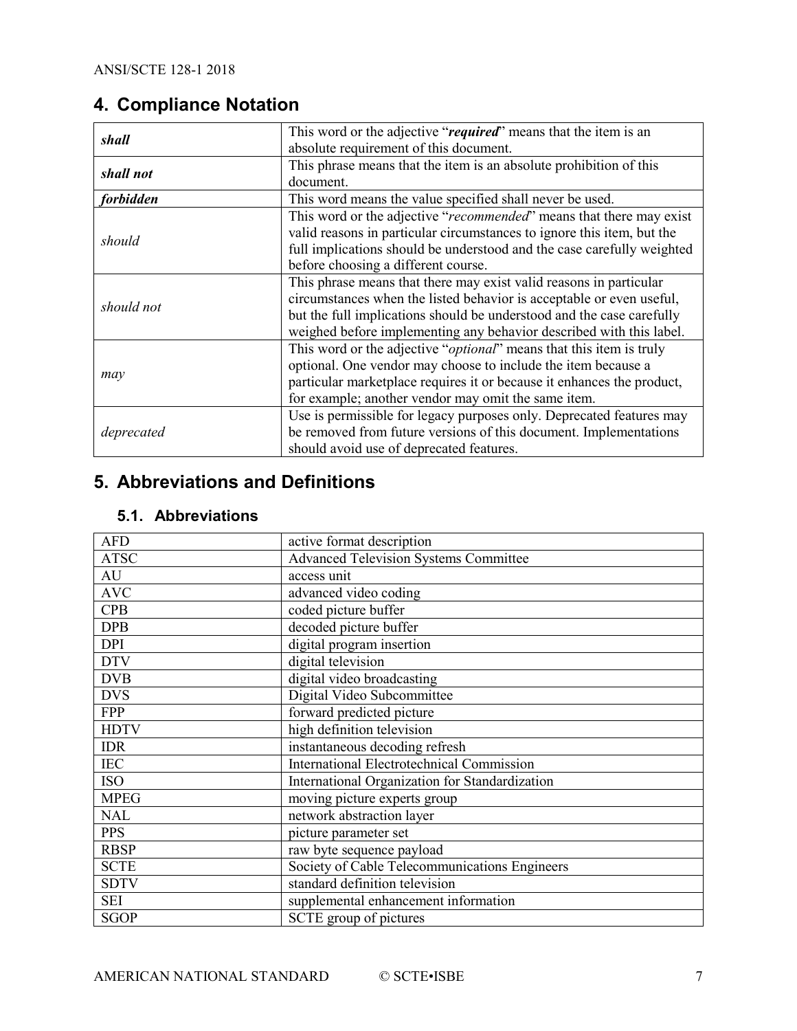# 4. Compliance Notation

| | |
|---|---|
| ***shall*** | This word or the adjective "***required***" means that the item is an absolute requirement of this document. |
| ***shall not*** | This phrase means that the item is an absolute prohibition of this document. |
| ***forbidden*** | This word means the value specified shall never be used. |
| *should* | This word or the adjective "*recommended*" means that there may exist valid reasons in particular circumstances to ignore this item, but the full implications should be understood and the case carefully weighted before choosing a different course. |
| *should not* | This phrase means that there may exist valid reasons in particular circumstances when the listed behavior is acceptable or even useful, but the full implications should be understood and the case carefully weighed before implementing any behavior described with this label. |
| *may* | This word or the adjective "*optional*" means that this item is truly optional. One vendor may choose to include the item because a particular marketplace requires it or because it enhances the product, for example; another vendor may omit the same item. |
| *deprecated* | Use is permissible for legacy purposes only. Deprecated features may be removed from future versions of this document. Implementations should avoid use of deprecated features. |

# 5. Abbreviations and Definitions

## 5.1. Abbreviations

| | |
|---|---|
| AFD | active format description |
| ATSC | Advanced Television Systems Committee |
| AU | access unit |
| AVC | advanced video coding |
| CPB | coded picture buffer |
| DPB | decoded picture buffer |
| DPI | digital program insertion |
| DTV | digital television |
| DVB | digital video broadcasting |
| DVS | Digital Video Subcommittee |
| FPP | forward predicted picture |
| HDTV | high definition television |
| IDR | instantaneous decoding refresh |
| IEC | International Electrotechnical Commission |
| ISO | International Organization for Standardization |
| MPEG | moving picture experts group |
| NAL | network abstraction layer |
| PPS | picture parameter set |
| RBSP | raw byte sequence payload |
| SCTE | Society of Cable Telecommunications Engineers |
| SDTV | standard definition television |
| SEI | supplemental enhancement information |
| SGOP | SCTE group of pictures |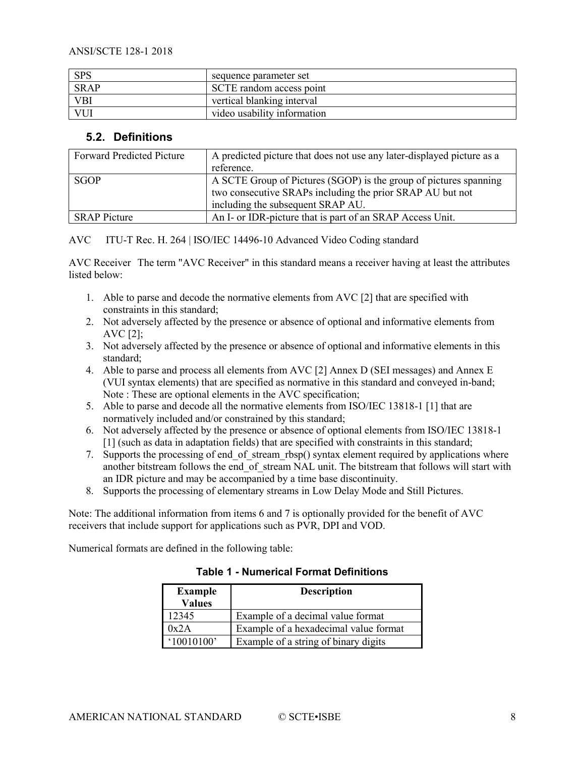| SPS | sequence parameter set |
|---|---|
| SRAP | SCTE random access point |
| VBI | vertical blanking interval |
| VUI | video usability information |

## 5.2. Definitions

| Forward Predicted Picture | A predicted picture that does not use any later-displayed picture as a reference. |
|---|---|
| SGOP | A SCTE Group of Pictures (SGOP) is the group of pictures spanning two consecutive SRAPs including the prior SRAP AU but not including the subsequent SRAP AU. |
| SRAP Picture | An I- or IDR-picture that is part of an SRAP Access Unit. |

AVC ITU-T Rec. H. 264 | ISO/IEC 14496-10 Advanced Video Coding standard

AVC Receiver The term "AVC Receiver" in this standard means a receiver having at least the attributes listed below:

1. Able to parse and decode the normative elements from AVC [2] that are specified with constraints in this standard;
2. Not adversely affected by the presence or absence of optional and informative elements from AVC [2];
3. Not adversely affected by the presence or absence of optional and informative elements in this standard;
4. Able to parse and process all elements from AVC [2] Annex D (SEI messages) and Annex E (VUI syntax elements) that are specified as normative in this standard and conveyed in-band; Note : These are optional elements in the AVC specification;
5. Able to parse and decode all the normative elements from ISO/IEC 13818-1 [1] that are normatively included and/or constrained by this standard;
6. Not adversely affected by the presence or absence of optional elements from ISO/IEC 13818-1 [1] (such as data in adaptation fields) that are specified with constraints in this standard;
7. Supports the processing of end_of_stream_rbsp() syntax element required by applications where another bitstream follows the end_of_stream NAL unit. The bitstream that follows will start with an IDR picture and may be accompanied by a time base discontinuity.
8. Supports the processing of elementary streams in Low Delay Mode and Still Pictures.

Note: The additional information from items 6 and 7 is optionally provided for the benefit of AVC receivers that include support for applications such as PVR, DPI and VOD.

Numerical formats are defined in the following table:

**Table 1 - Numerical Format Definitions**

| Example Values | Description |
|---|---|
| 12345 | Example of a decimal value format |
| 0x2A | Example of a hexadecimal value format |
| '10010100' | Example of a string of binary digits |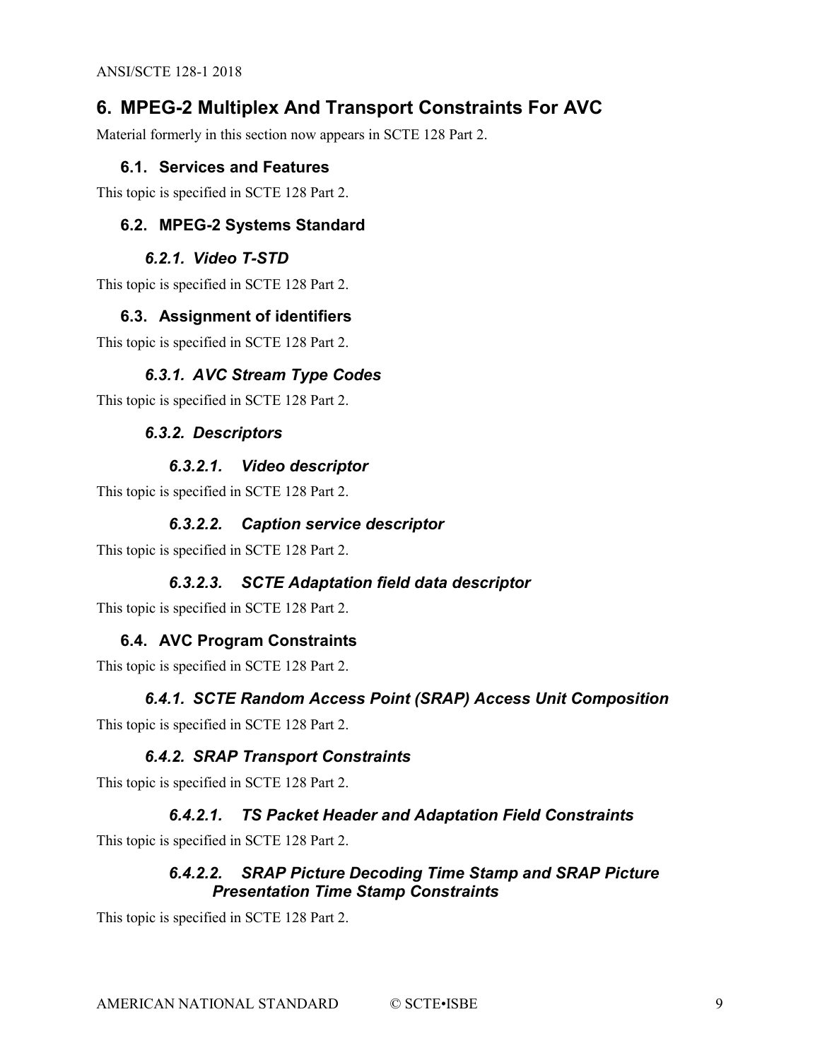# 6. MPEG-2 Multiplex And Transport Constraints For AVC

Material formerly in this section now appears in SCTE 128 Part 2.

## 6.1. Services and Features

This topic is specified in SCTE 128 Part 2.

## 6.2. MPEG-2 Systems Standard

### *6.2.1. Video T-STD*

This topic is specified in SCTE 128 Part 2.

## 6.3. Assignment of identifiers

This topic is specified in SCTE 128 Part 2.

### *6.3.1. AVC Stream Type Codes*

This topic is specified in SCTE 128 Part 2.

### *6.3.2. Descriptors*

#### *6.3.2.1. Video descriptor*

This topic is specified in SCTE 128 Part 2.

#### *6.3.2.2. Caption service descriptor*

This topic is specified in SCTE 128 Part 2.

#### *6.3.2.3. SCTE Adaptation field data descriptor*

This topic is specified in SCTE 128 Part 2.

## 6.4. AVC Program Constraints

This topic is specified in SCTE 128 Part 2.

### *6.4.1. SCTE Random Access Point (SRAP) Access Unit Composition*

This topic is specified in SCTE 128 Part 2.

### *6.4.2. SRAP Transport Constraints*

This topic is specified in SCTE 128 Part 2.

#### *6.4.2.1. TS Packet Header and Adaptation Field Constraints*

This topic is specified in SCTE 128 Part 2.

#### *6.4.2.2. SRAP Picture Decoding Time Stamp and SRAP Picture Presentation Time Stamp Constraints*

This topic is specified in SCTE 128 Part 2.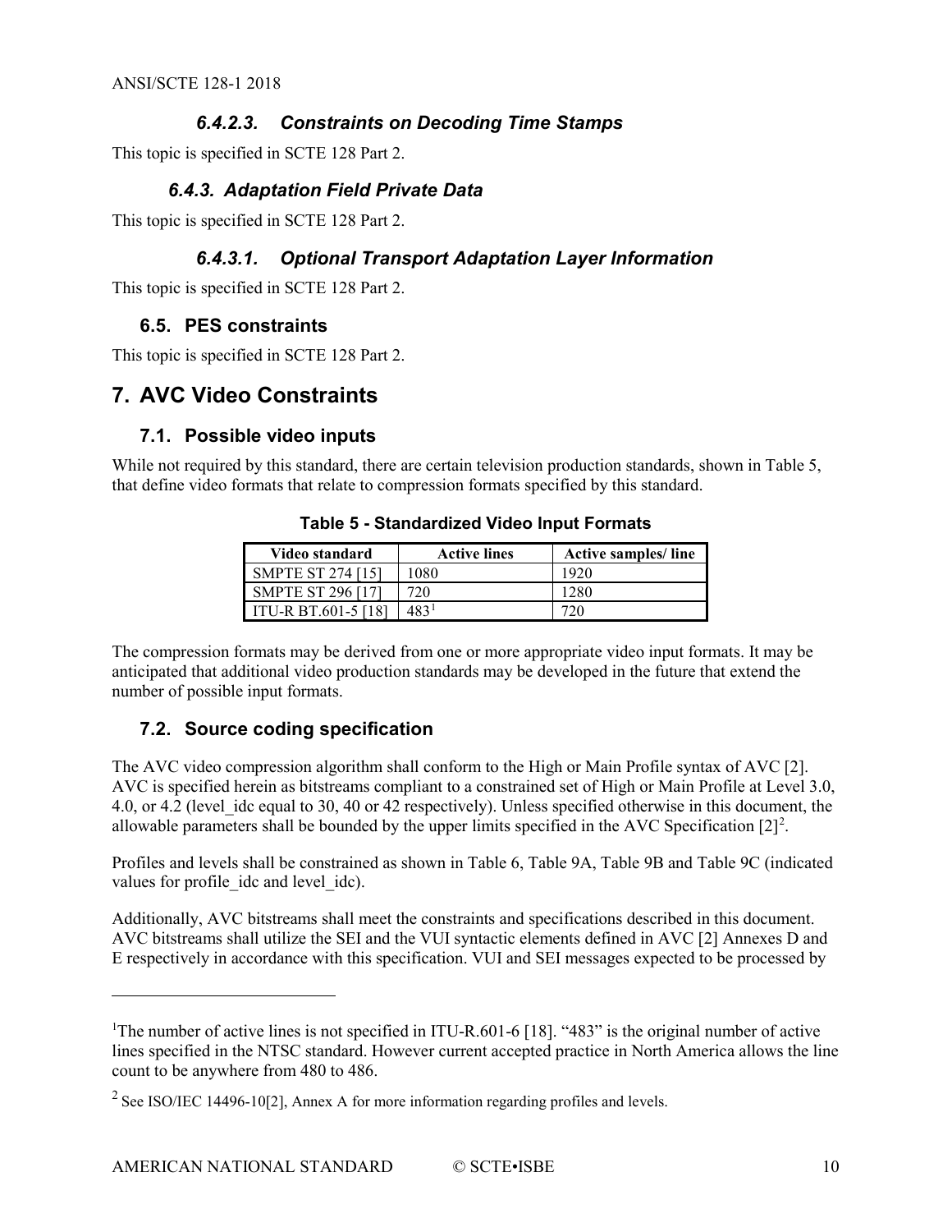#### 6.4.2.3. Constraints on Decoding Time Stamps

This topic is specified in SCTE 128 Part 2.

### 6.4.3. Adaptation Field Private Data

This topic is specified in SCTE 128 Part 2.

#### 6.4.3.1. Optional Transport Adaptation Layer Information

This topic is specified in SCTE 128 Part 2.

## 6.5. PES constraints

This topic is specified in SCTE 128 Part 2.

# 7. AVC Video Constraints

## 7.1. Possible video inputs

While not required by this standard, there are certain television production standards, shown in Table 5, that define video formats that relate to compression formats specified by this standard.

**Table 5 - Standardized Video Input Formats**

| Video standard | Active lines | Active samples/ line |
|---|---|---|
| SMPTE ST 274 [15] | 1080 | 1920 |
| SMPTE ST 296 [17] | 720 | 1280 |
| ITU-R BT.601-5 [18] | 483[1] | 720 |

The compression formats may be derived from one or more appropriate video input formats. It may be anticipated that additional video production standards may be developed in the future that extend the number of possible input formats.

## 7.2. Source coding specification

The AVC video compression algorithm shall conform to the High or Main Profile syntax of AVC [2]. AVC is specified herein as bitstreams compliant to a constrained set of High or Main Profile at Level 3.0, 4.0, or 4.2 (level_idc equal to 30, 40 or 42 respectively). Unless specified otherwise in this document, the allowable parameters shall be bounded by the upper limits specified in the AVC Specification [2][2].

Profiles and levels shall be constrained as shown in Table 6, Table 9A, Table 9B and Table 9C (indicated values for profile_idc and level_idc).

Additionally, AVC bitstreams shall meet the constraints and specifications described in this document. AVC bitstreams shall utilize the SEI and the VUI syntactic elements defined in AVC [2] Annexes D and E respectively in accordance with this specification. VUI and SEI messages expected to be processed by

---

[1] The number of active lines is not specified in ITU-R.601-6 [18]. "483" is the original number of active lines specified in the NTSC standard. However current accepted practice in North America allows the line count to be anywhere from 480 to 486.

[2] See ISO/IEC 14496-10[2], Annex A for more information regarding profiles and levels.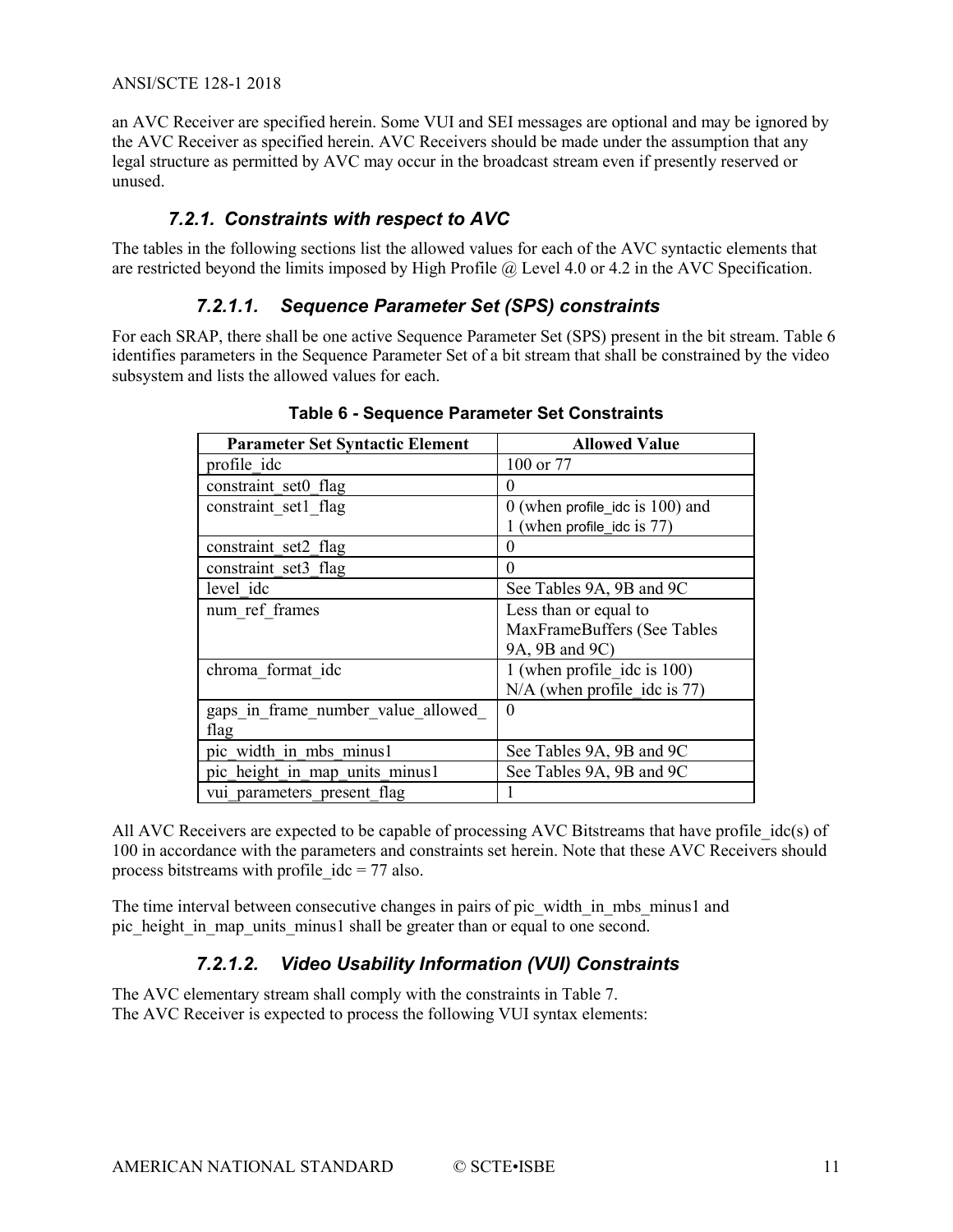an AVC Receiver are specified herein. Some VUI and SEI messages are optional and may be ignored by the AVC Receiver as specified herein. AVC Receivers should be made under the assumption that any legal structure as permitted by AVC may occur in the broadcast stream even if presently reserved or unused.

### 7.2.1. Constraints with respect to AVC

The tables in the following sections list the allowed values for each of the AVC syntactic elements that are restricted beyond the limits imposed by High Profile @ Level 4.0 or 4.2 in the AVC Specification.

#### 7.2.1.1. Sequence Parameter Set (SPS) constraints

For each SRAP, there shall be one active Sequence Parameter Set (SPS) present in the bit stream. Table 6 identifies parameters in the Sequence Parameter Set of a bit stream that shall be constrained by the video subsystem and lists the allowed values for each.

**Table 6 - Sequence Parameter Set Constraints**

| Parameter Set Syntactic Element | Allowed Value |
|---|---|
| profile_idc | 100 or 77 |
| constraint_set0_flag | 0 |
| constraint_set1_flag | 0 (when profile_idc is 100) and 1 (when profile_idc is 77) |
| constraint_set2_flag | 0 |
| constraint_set3_flag | 0 |
| level_idc | See Tables 9A, 9B and 9C |
| num_ref_frames | Less than or equal to MaxFrameBuffers (See Tables 9A, 9B and 9C) |
| chroma_format_idc | 1 (when profile_idc is 100) N/A (when profile_idc is 77) |
| gaps_in_frame_number_value_allowed_flag | 0 |
| pic_width_in_mbs_minus1 | See Tables 9A, 9B and 9C |
| pic_height_in_map_units_minus1 | See Tables 9A, 9B and 9C |
| vui_parameters_present_flag | 1 |

All AVC Receivers are expected to be capable of processing AVC Bitstreams that have profile_idc(s) of 100 in accordance with the parameters and constraints set herein. Note that these AVC Receivers should process bitstreams with profile_idc = 77 also.

The time interval between consecutive changes in pairs of pic_width_in_mbs_minus1 and pic_height_in_map_units_minus1 shall be greater than or equal to one second.

#### 7.2.1.2. Video Usability Information (VUI) Constraints

The AVC elementary stream shall comply with the constraints in Table 7.
The AVC Receiver is expected to process the following VUI syntax elements: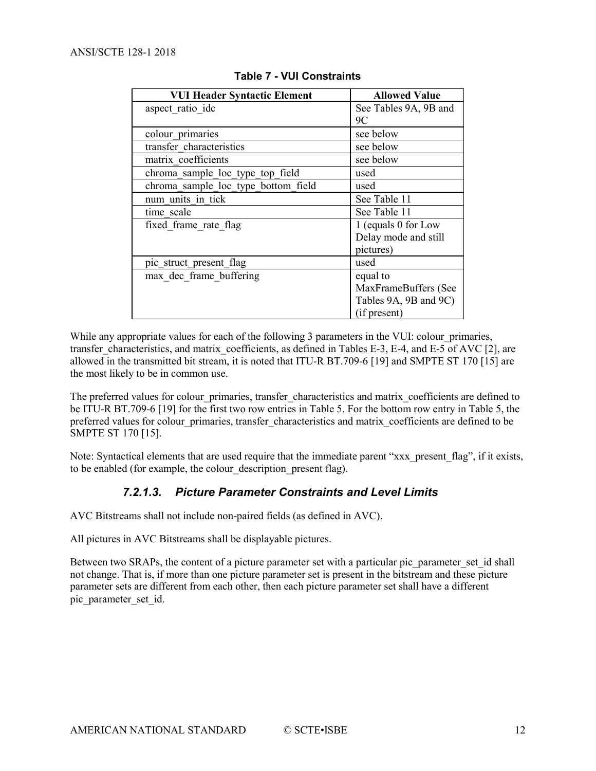**Table 7 - VUI Constraints**

| VUI Header Syntactic Element | Allowed Value |
|---|---|
| aspect_ratio_idc | See Tables 9A, 9B and 9C |
| colour_primaries | see below |
| transfer_characteristics | see below |
| matrix_coefficients | see below |
| chroma_sample_loc_type_top_field | used |
| chroma_sample_loc_type_bottom_field | used |
| num_units_in_tick | See Table 11 |
| time_scale | See Table 11 |
| fixed_frame_rate_flag | 1 (equals 0 for Low Delay mode and still pictures) |
| pic_struct_present_flag | used |
| max_dec_frame_buffering | equal to MaxFrameBuffers (See Tables 9A, 9B and 9C) (if present) |

While any appropriate values for each of the following 3 parameters in the VUI: colour_primaries, transfer_characteristics, and matrix_coefficients, as defined in Tables E-3, E-4, and E-5 of AVC [2], are allowed in the transmitted bit stream, it is noted that ITU-R BT.709-6 [19] and SMPTE ST 170 [15] are the most likely to be in common use.

The preferred values for colour_primaries, transfer_characteristics and matrix_coefficients are defined to be ITU-R BT.709-6 [19] for the first two row entries in Table 5. For the bottom row entry in Table 5, the preferred values for colour_primaries, transfer_characteristics and matrix_coefficients are defined to be SMPTE ST 170 [15].

Note: Syntactical elements that are used require that the immediate parent "xxx_present_flag", if it exists, to be enabled (for example, the colour_description_present flag).

#### *7.2.1.3. Picture Parameter Constraints and Level Limits*

AVC Bitstreams shall not include non-paired fields (as defined in AVC).

All pictures in AVC Bitstreams shall be displayable pictures.

Between two SRAPs, the content of a picture parameter set with a particular pic_parameter_set_id shall not change. That is, if more than one picture parameter set is present in the bitstream and these picture parameter sets are different from each other, then each picture parameter set shall have a different pic_parameter_set_id.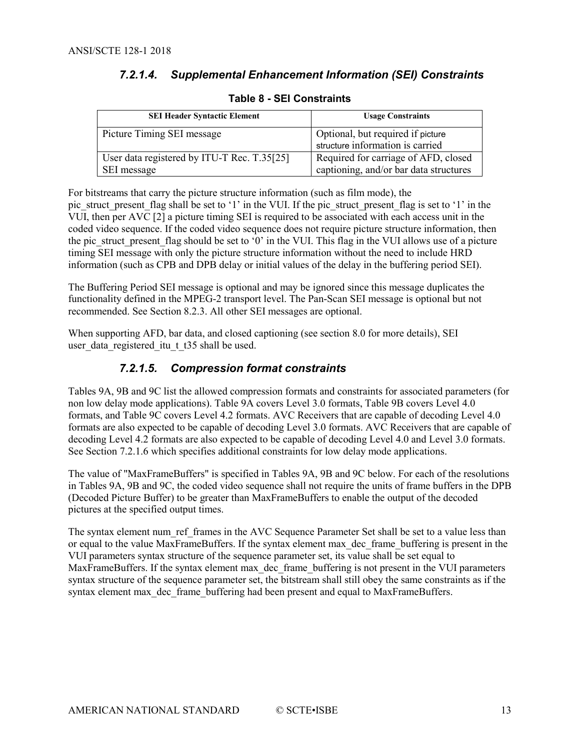#### 7.2.1.4. Supplemental Enhancement Information (SEI) Constraints

**Table 8 - SEI Constraints**

| SEI Header Syntactic Element | Usage Constraints |
|---|---|
| Picture Timing SEI message | Optional, but required if picture structure information is carried |
| User data registered by ITU-T Rec. T.35[25] SEI message | Required for carriage of AFD, closed captioning, and/or bar data structures |

For bitstreams that carry the picture structure information (such as film mode), the pic_struct_present_flag shall be set to '1' in the VUI. If the pic_struct_present_flag is set to '1' in the VUI, then per AVC [2] a picture timing SEI is required to be associated with each access unit in the coded video sequence. If the coded video sequence does not require picture structure information, then the pic_struct_present_flag should be set to '0' in the VUI. This flag in the VUI allows use of a picture timing SEI message with only the picture structure information without the need to include HRD information (such as CPB and DPB delay or initial values of the delay in the buffering period SEI).

The Buffering Period SEI message is optional and may be ignored since this message duplicates the functionality defined in the MPEG-2 transport level. The Pan-Scan SEI message is optional but not recommended. See Section 8.2.3. All other SEI messages are optional.

When supporting AFD, bar data, and closed captioning (see section 8.0 for more details), SEI user_data_registered_itu_t_t35 shall be used.

#### 7.2.1.5. Compression format constraints

Tables 9A, 9B and 9C list the allowed compression formats and constraints for associated parameters (for non low delay mode applications). Table 9A covers Level 3.0 formats, Table 9B covers Level 4.0 formats, and Table 9C covers Level 4.2 formats. AVC Receivers that are capable of decoding Level 4.0 formats are also expected to be capable of decoding Level 3.0 formats. AVC Receivers that are capable of decoding Level 4.2 formats are also expected to be capable of decoding Level 4.0 and Level 3.0 formats. See Section 7.2.1.6 which specifies additional constraints for low delay mode applications.

The value of "MaxFrameBuffers" is specified in Tables 9A, 9B and 9C below. For each of the resolutions in Tables 9A, 9B and 9C, the coded video sequence shall not require the units of frame buffers in the DPB (Decoded Picture Buffer) to be greater than MaxFrameBuffers to enable the output of the decoded pictures at the specified output times.

The syntax element num_ref_frames in the AVC Sequence Parameter Set shall be set to a value less than or equal to the value MaxFrameBuffers. If the syntax element max_dec_frame_buffering is present in the VUI parameters syntax structure of the sequence parameter set, its value shall be set equal to MaxFrameBuffers. If the syntax element max_dec_frame_buffering is not present in the VUI parameters syntax structure of the sequence parameter set, the bitstream shall still obey the same constraints as if the syntax element max_dec_frame_buffering had been present and equal to MaxFrameBuffers.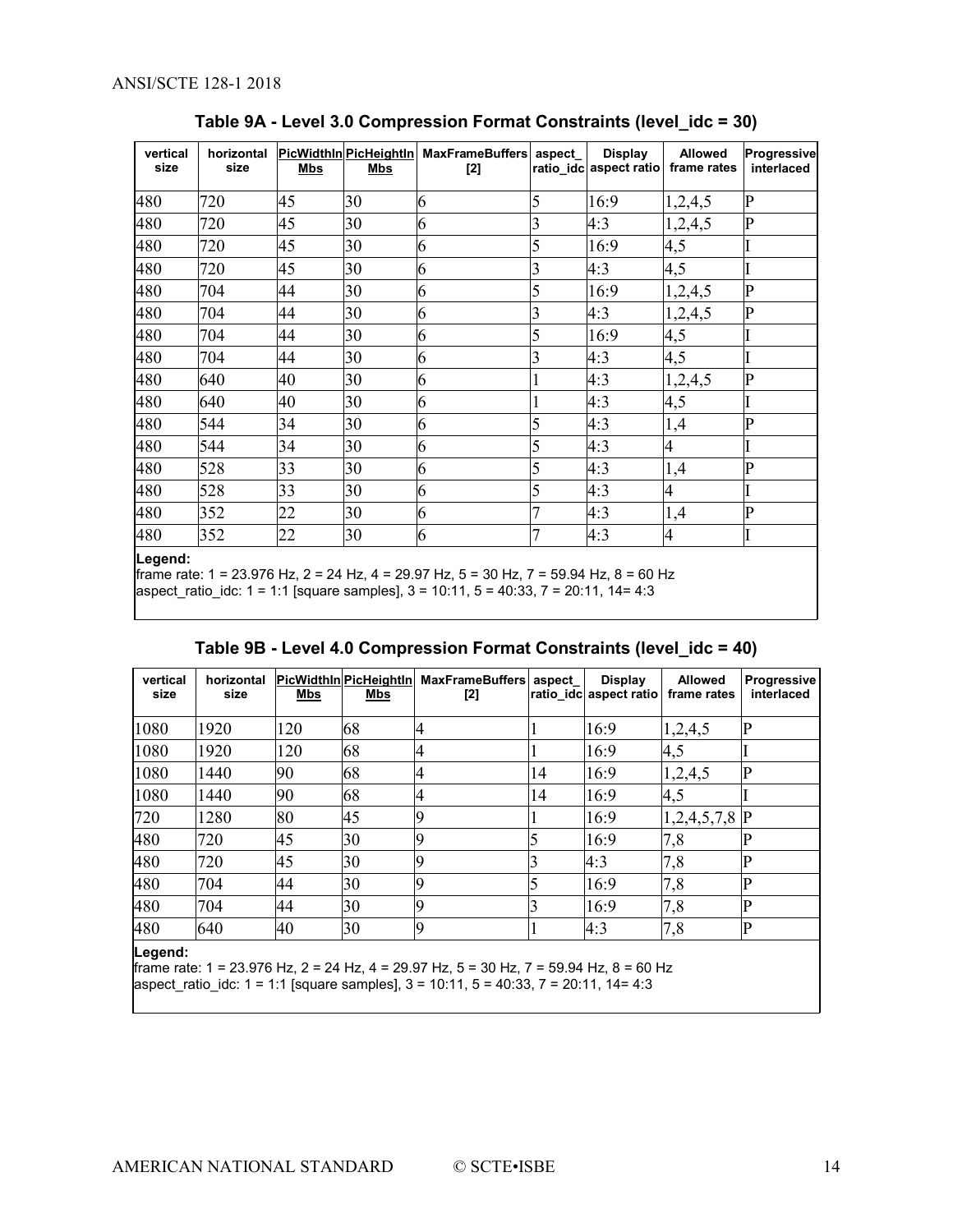**Table 9A - Level 3.0 Compression Format Constraints (level_idc = 30)**

| vertical size | horizontal size | PicWidthInMbs | PicHeightInMbs | MaxFrameBuffers [2] | aspect_ratio_idc | Display aspect ratio | Allowed frame rates | Progressive interlaced |
|---|---|---|---|---|---|---|---|---|
| 480 | 720 | 45 | 30 | 6 | 5 | 16:9 | 1,2,4,5 | P |
| 480 | 720 | 45 | 30 | 6 | 3 | 4:3 | 1,2,4,5 | P |
| 480 | 720 | 45 | 30 | 6 | 5 | 16:9 | 4,5 | I |
| 480 | 720 | 45 | 30 | 6 | 3 | 4:3 | 4,5 | I |
| 480 | 704 | 44 | 30 | 6 | 5 | 16:9 | 1,2,4,5 | P |
| 480 | 704 | 44 | 30 | 6 | 3 | 4:3 | 1,2,4,5 | P |
| 480 | 704 | 44 | 30 | 6 | 5 | 16:9 | 4,5 | I |
| 480 | 704 | 44 | 30 | 6 | 3 | 4:3 | 4,5 | I |
| 480 | 640 | 40 | 30 | 6 | 1 | 4:3 | 1,2,4,5 | P |
| 480 | 640 | 40 | 30 | 6 | 1 | 4:3 | 4,5 | I |
| 480 | 544 | 34 | 30 | 6 | 5 | 4:3 | 1,4 | P |
| 480 | 544 | 34 | 30 | 6 | 5 | 4:3 | 4 | I |
| 480 | 528 | 33 | 30 | 6 | 5 | 4:3 | 1,4 | P |
| 480 | 528 | 33 | 30 | 6 | 5 | 4:3 | 4 | I |
| 480 | 352 | 22 | 30 | 6 | 7 | 4:3 | 1,4 | P |
| 480 | 352 | 22 | 30 | 6 | 7 | 4:3 | 4 | I |

**Legend:**
frame rate: 1 = 23.976 Hz, 2 = 24 Hz, 4 = 29.97 Hz, 5 = 30 Hz, 7 = 59.94 Hz, 8 = 60 Hz
aspect_ratio_idc: 1 = 1:1 [square samples], 3 = 10:11, 5 = 40:33, 7 = 20:11, 14= 4:3

**Table 9B - Level 4.0 Compression Format Constraints (level_idc = 40)**

| vertical size | horizontal size | PicWidthInMbs | PicHeightInMbs | MaxFrameBuffers [2] | aspect_ratio_idc | Display aspect ratio | Allowed frame rates | Progressive interlaced |
|---|---|---|---|---|---|---|---|---|
| 1080 | 1920 | 120 | 68 | 4 | 1 | 16:9 | 1,2,4,5 | P |
| 1080 | 1920 | 120 | 68 | 4 | 1 | 16:9 | 4,5 | I |
| 1080 | 1440 | 90 | 68 | 4 | 14 | 16:9 | 1,2,4,5 | P |
| 1080 | 1440 | 90 | 68 | 4 | 14 | 16:9 | 4,5 | I |
| 720 | 1280 | 80 | 45 | 9 | 1 | 16:9 | 1,2,4,5,7,8 | P |
| 480 | 720 | 45 | 30 | 9 | 5 | 16:9 | 7,8 | P |
| 480 | 720 | 45 | 30 | 9 | 3 | 4:3 | 7,8 | P |
| 480 | 704 | 44 | 30 | 9 | 5 | 16:9 | 7,8 | P |
| 480 | 704 | 44 | 30 | 9 | 3 | 16:9 | 7,8 | P |
| 480 | 640 | 40 | 30 | 9 | 1 | 4:3 | 7,8 | P |

**Legend:**
frame rate: 1 = 23.976 Hz, 2 = 24 Hz, 4 = 29.97 Hz, 5 = 30 Hz, 7 = 59.94 Hz, 8 = 60 Hz
aspect_ratio_idc: 1 = 1:1 [square samples], 3 = 10:11, 5 = 40:33, 7 = 20:11, 14= 4:3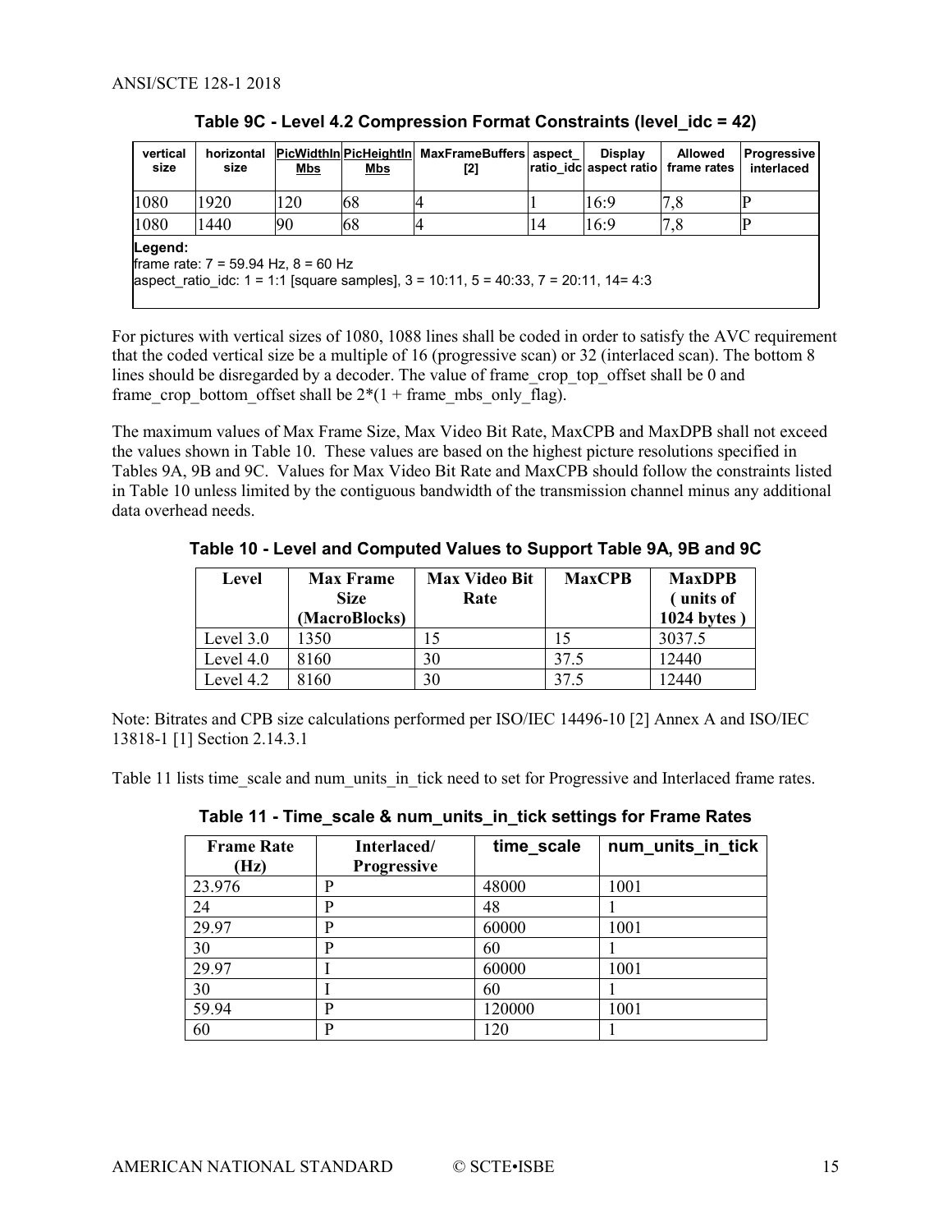**Table 9C - Level 4.2 Compression Format Constraints (level_idc = 42)**

| vertical size | horizontal size | PicWidthInMbs | PicHeightInMbs | MaxFrameBuffers [2] | aspect_ratio_idc | Display aspect ratio | Allowed frame rates | Progressive interlaced |
|---|---|---|---|---|---|---|---|---|
| 1080 | 1920 | 120 | 68 | 4 | 1 | 16:9 | 7,8 | P |
| 1080 | 1440 | 90 | 68 | 4 | 14 | 16:9 | 7,8 | P |

**Legend:**
frame rate: 7 = 59.94 Hz, 8 = 60 Hz
aspect_ratio_idc: 1 = 1:1 [square samples], 3 = 10:11, 5 = 40:33, 7 = 20:11, 14= 4:3

For pictures with vertical sizes of 1080, 1088 lines shall be coded in order to satisfy the AVC requirement that the coded vertical size be a multiple of 16 (progressive scan) or 32 (interlaced scan). The bottom 8 lines should be disregarded by a decoder. The value of frame_crop_top_offset shall be 0 and frame_crop_bottom_offset shall be 2*(1 + frame_mbs_only_flag).

The maximum values of Max Frame Size, Max Video Bit Rate, MaxCPB and MaxDPB shall not exceed the values shown in Table 10. These values are based on the highest picture resolutions specified in Tables 9A, 9B and 9C. Values for Max Video Bit Rate and MaxCPB should follow the constraints listed in Table 10 unless limited by the contiguous bandwidth of the transmission channel minus any additional data overhead needs.

**Table 10 - Level and Computed Values to Support Table 9A, 9B and 9C**

| Level | Max Frame Size (MacroBlocks) | Max Video Bit Rate | MaxCPB | MaxDPB ( units of 1024 bytes ) |
|---|---|---|---|---|
| Level 3.0 | 1350 | 15 | 15 | 3037.5 |
| Level 4.0 | 8160 | 30 | 37.5 | 12440 |
| Level 4.2 | 8160 | 30 | 37.5 | 12440 |

Note: Bitrates and CPB size calculations performed per ISO/IEC 14496-10 [2] Annex A and ISO/IEC 13818-1 [1] Section 2.14.3.1

Table 11 lists time_scale and num_units_in_tick need to set for Progressive and Interlaced frame rates.

**Table 11 - Time_scale & num_units_in_tick settings for Frame Rates**

| Frame Rate (Hz) | Interlaced/ Progressive | time_scale | num_units_in_tick |
|---|---|---|---|
| 23.976 | P | 48000 | 1001 |
| 24 | P | 48 | 1 |
| 29.97 | P | 60000 | 1001 |
| 30 | P | 60 | 1 |
| 29.97 | I | 60000 | 1001 |
| 30 | I | 60 | 1 |
| 59.94 | P | 120000 | 1001 |
| 60 | P | 120 | 1 |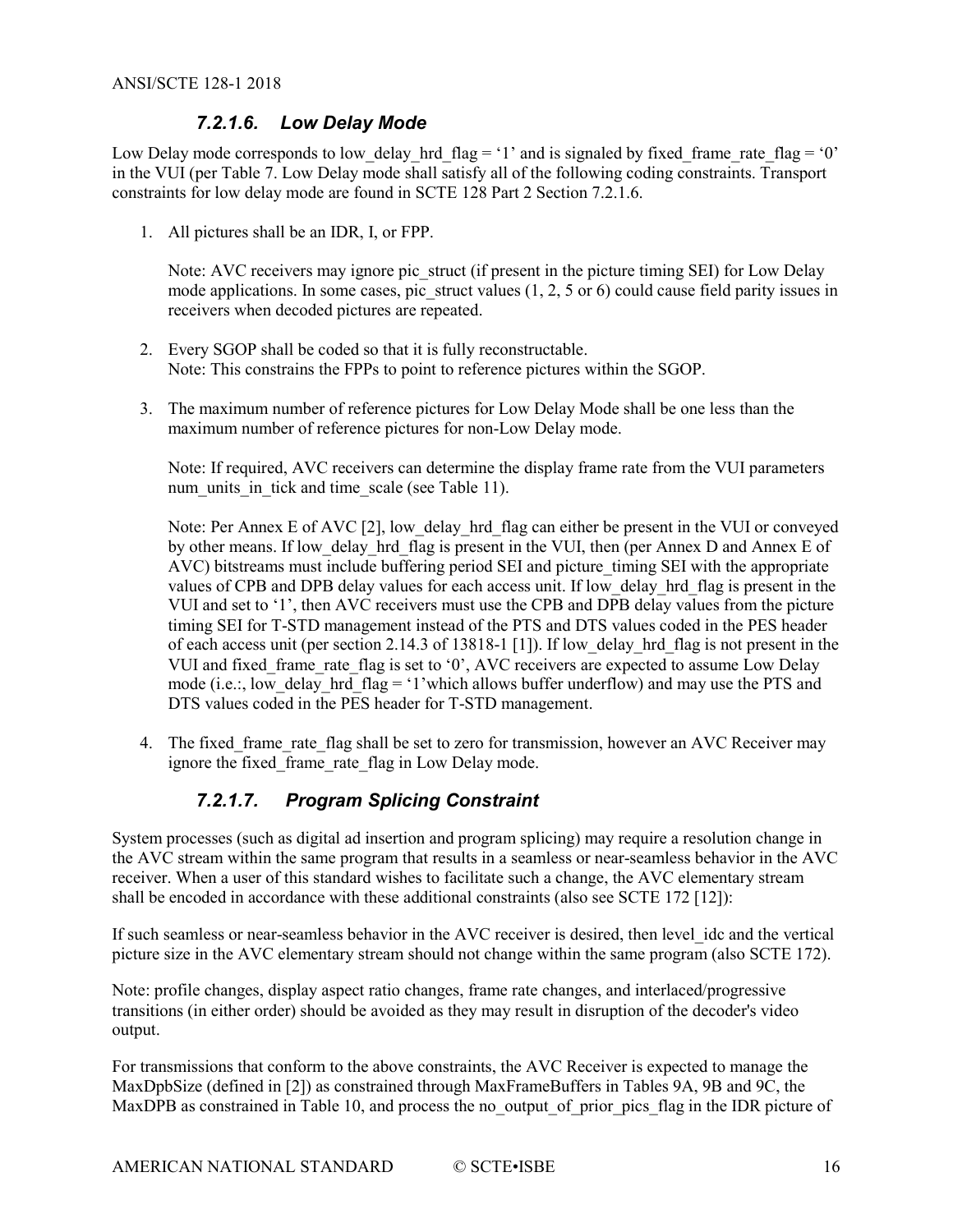#### *7.2.1.6. Low Delay Mode*

Low Delay mode corresponds to low_delay_hrd_flag = '1' and is signaled by fixed_frame_rate_flag = '0' in the VUI (per Table 7. Low Delay mode shall satisfy all of the following coding constraints. Transport constraints for low delay mode are found in SCTE 128 Part 2 Section 7.2.1.6.

1. All pictures shall be an IDR, I, or FPP.

   Note: AVC receivers may ignore pic_struct (if present in the picture timing SEI) for Low Delay mode applications. In some cases, pic_struct values (1, 2, 5 or 6) could cause field parity issues in receivers when decoded pictures are repeated.

2. Every SGOP shall be coded so that it is fully reconstructable.
   Note: This constrains the FPPs to point to reference pictures within the SGOP.

3. The maximum number of reference pictures for Low Delay Mode shall be one less than the maximum number of reference pictures for non-Low Delay mode.

   Note: If required, AVC receivers can determine the display frame rate from the VUI parameters num_units_in_tick and time_scale (see Table 11).

   Note: Per Annex E of AVC [2], low_delay_hrd_flag can either be present in the VUI or conveyed by other means. If low_delay_hrd_flag is present in the VUI, then (per Annex D and Annex E of AVC) bitstreams must include buffering period SEI and picture_timing SEI with the appropriate values of CPB and DPB delay values for each access unit. If low_delay_hrd_flag is present in the VUI and set to '1', then AVC receivers must use the CPB and DPB delay values from the picture timing SEI for T-STD management instead of the PTS and DTS values coded in the PES header of each access unit (per section 2.14.3 of 13818-1 [1]). If low_delay_hrd_flag is not present in the VUI and fixed_frame_rate_flag is set to '0', AVC receivers are expected to assume Low Delay mode (i.e.:, low_delay_hrd_flag = '1'which allows buffer underflow) and may use the PTS and DTS values coded in the PES header for T-STD management.

4. The fixed_frame_rate_flag shall be set to zero for transmission, however an AVC Receiver may ignore the fixed_frame_rate_flag in Low Delay mode.

#### *7.2.1.7. Program Splicing Constraint*

System processes (such as digital ad insertion and program splicing) may require a resolution change in the AVC stream within the same program that results in a seamless or near-seamless behavior in the AVC receiver. When a user of this standard wishes to facilitate such a change, the AVC elementary stream shall be encoded in accordance with these additional constraints (also see SCTE 172 [12]):

If such seamless or near-seamless behavior in the AVC receiver is desired, then level_idc and the vertical picture size in the AVC elementary stream should not change within the same program (also SCTE 172).

Note: profile changes, display aspect ratio changes, frame rate changes, and interlaced/progressive transitions (in either order) should be avoided as they may result in disruption of the decoder's video output.

For transmissions that conform to the above constraints, the AVC Receiver is expected to manage the MaxDpbSize (defined in [2]) as constrained through MaxFrameBuffers in Tables 9A, 9B and 9C, the MaxDPB as constrained in Table 10, and process the no_output_of_prior_pics_flag in the IDR picture of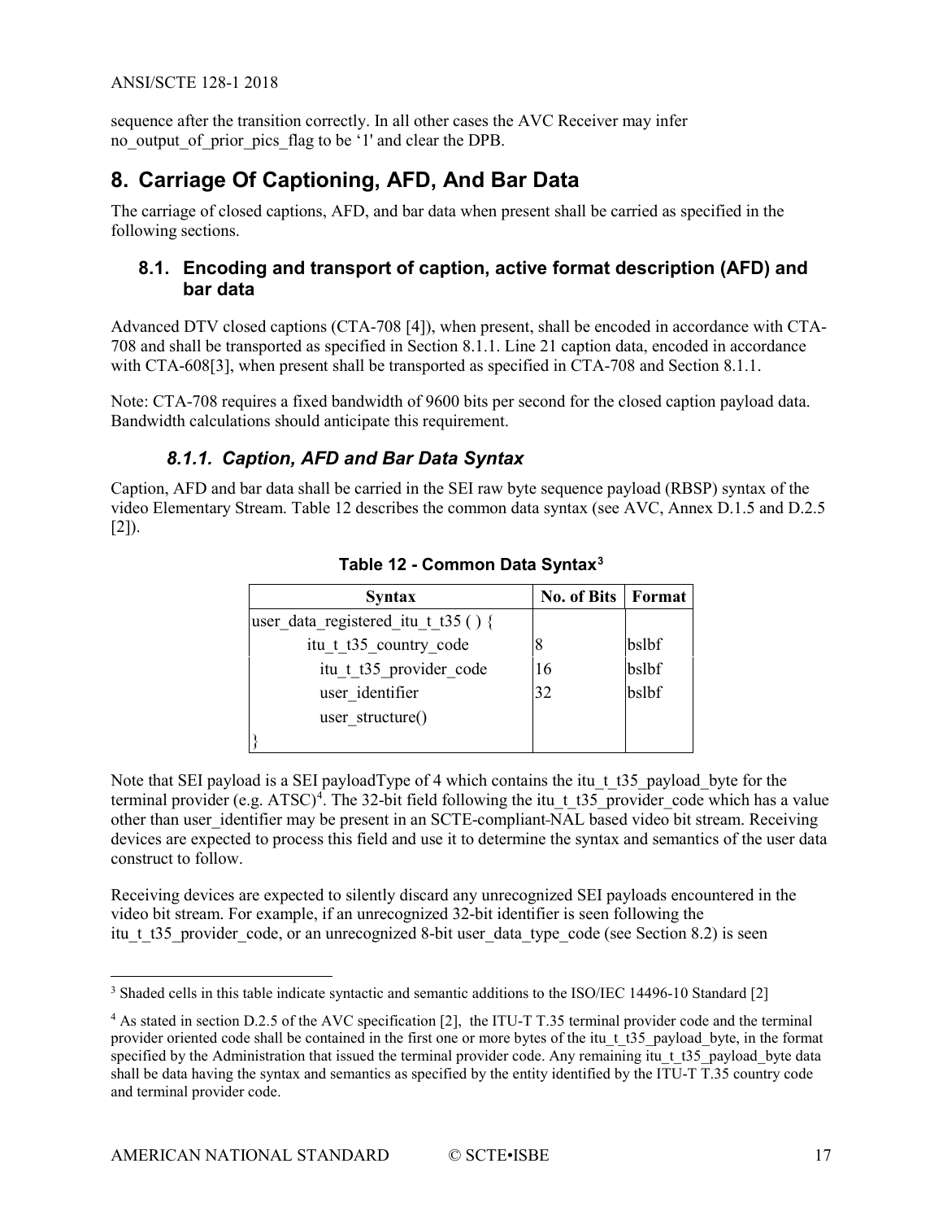sequence after the transition correctly. In all other cases the AVC Receiver may infer no_output_of_prior_pics_flag to be '1' and clear the DPB.

# 8. Carriage Of Captioning, AFD, And Bar Data

The carriage of closed captions, AFD, and bar data when present shall be carried as specified in the following sections.

## 8.1. Encoding and transport of caption, active format description (AFD) and bar data

Advanced DTV closed captions (CTA-708 [4]), when present, shall be encoded in accordance with CTA-708 and shall be transported as specified in Section 8.1.1. Line 21 caption data, encoded in accordance with CTA-608[3], when present shall be transported as specified in CTA-708 and Section 8.1.1.

Note: CTA-708 requires a fixed bandwidth of 9600 bits per second for the closed caption payload data. Bandwidth calculations should anticipate this requirement.

### *8.1.1. Caption, AFD and Bar Data Syntax*

Caption, AFD and bar data shall be carried in the SEI raw byte sequence payload (RBSP) syntax of the video Elementary Stream. Table 12 describes the common data syntax (see AVC, Annex D.1.5 and D.2.5 [2]).

**Table 12 - Common Data Syntax[3]**

| Syntax | No. of Bits | Format |
|---|---|---|
| user_data_registered_itu_t_t35 ( ) { | | |
| itu_t_t35_country_code | 8 | bslbf |
| itu_t_t35_provider_code | 16 | bslbf |
| user_identifier | 32 | bslbf |
| user_structure() | | |
| } | | |

Note that SEI payload is a SEI payloadType of 4 which contains the itu_t_t35_payload_byte for the terminal provider (e.g. ATSC)[4]. The 32-bit field following the itu_t_t35_provider_code which has a value other than user_identifier may be present in an SCTE-compliant NAL based video bit stream. Receiving devices are expected to process this field and use it to determine the syntax and semantics of the user data construct to follow.

Receiving devices are expected to silently discard any unrecognized SEI payloads encountered in the video bit stream. For example, if an unrecognized 32-bit identifier is seen following the itu_t_t35_provider_code, or an unrecognized 8-bit user_data_type_code (see Section 8.2) is seen

---

[3] Shaded cells in this table indicate syntactic and semantic additions to the ISO/IEC 14496-10 Standard [2]

[4] As stated in section D.2.5 of the AVC specification [2], the ITU-T T.35 terminal provider code and the terminal provider oriented code shall be contained in the first one or more bytes of the itu_t_t35_payload_byte, in the format specified by the Administration that issued the terminal provider code. Any remaining itu_t_t35_payload_byte data shall be data having the syntax and semantics as specified by the entity identified by the ITU-T T.35 country code and terminal provider code.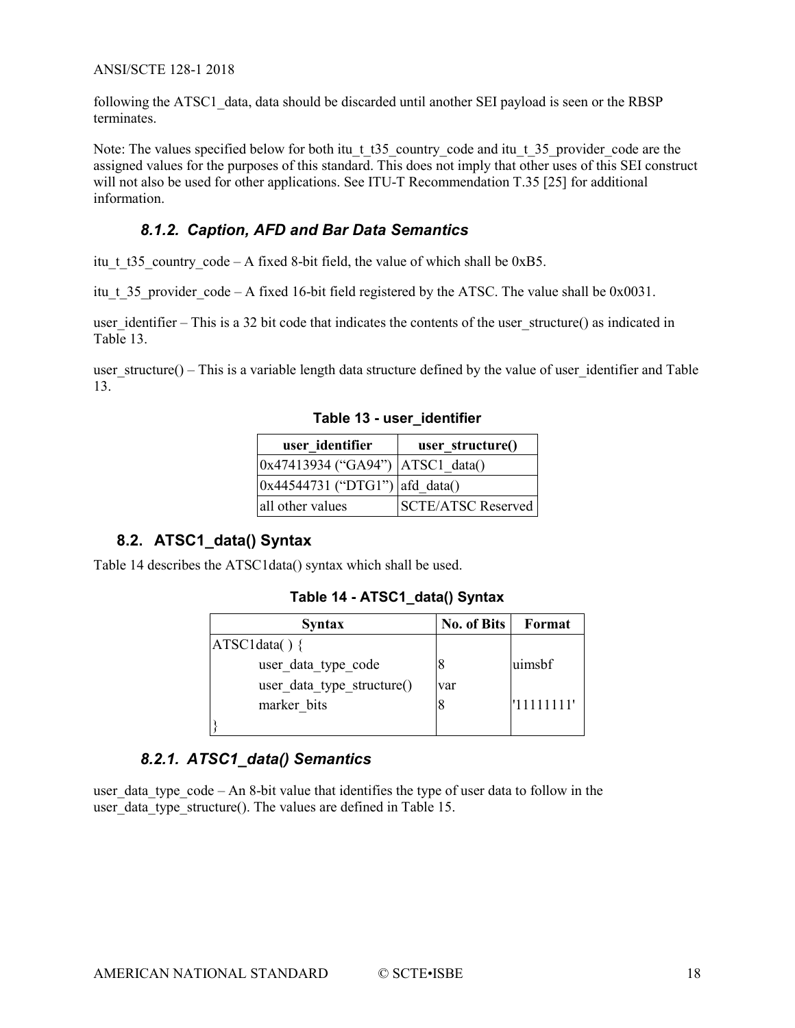following the ATSC1_data, data should be discarded until another SEI payload is seen or the RBSP terminates.

Note: The values specified below for both itu_t_t35_country_code and itu_t_35_provider_code are the assigned values for the purposes of this standard. This does not imply that other uses of this SEI construct will not also be used for other applications. See ITU-T Recommendation T.35 [25] for additional information.

### *8.1.2. Caption, AFD and Bar Data Semantics*

itu_t_t35_country_code – A fixed 8-bit field, the value of which shall be 0xB5.

itu_t_35_provider_code – A fixed 16-bit field registered by the ATSC. The value shall be 0x0031.

user_identifier – This is a 32 bit code that indicates the contents of the user_structure() as indicated in Table 13.

user_structure() – This is a variable length data structure defined by the value of user_identifier and Table 13.

**Table 13 - user_identifier**

| user_identifier | user_structure() |
|---|---|
| 0x47413934 ("GA94") | ATSC1_data() |
| 0x44544731 ("DTG1") | afd_data() |
| all other values | SCTE/ATSC Reserved |

## 8.2. ATSC1_data() Syntax

Table 14 describes the ATSC1data() syntax which shall be used.

**Table 14 - ATSC1_data() Syntax**

| Syntax | No. of Bits | Format |
|---|---|---|
| ATSC1data( ) { | | |
| user_data_type_code | 8 | uimsbf |
| user_data_type_structure() | var | |
| marker_bits | 8 | '11111111' |
| } | | |

### *8.2.1. ATSC1_data() Semantics*

user_data_type_code – An 8-bit value that identifies the type of user data to follow in the user_data_type_structure(). The values are defined in Table 15.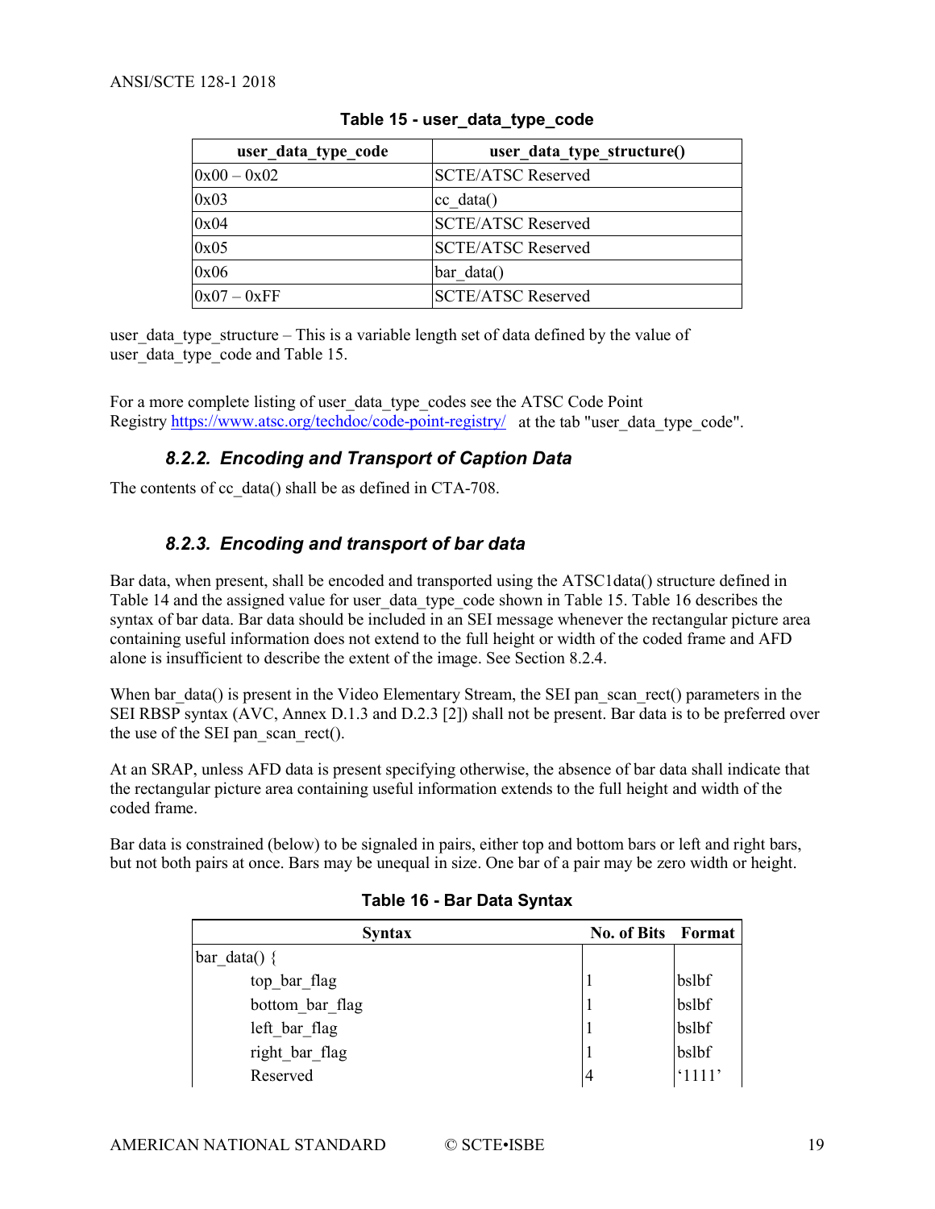**Table 15 - user_data_type_code**

| user_data_type_code | user_data_type_structure() |
|---|---|
| 0x00 – 0x02 | SCTE/ATSC Reserved |
| 0x03 | cc_data() |
| 0x04 | SCTE/ATSC Reserved |
| 0x05 | SCTE/ATSC Reserved |
| 0x06 | bar_data() |
| 0x07 – 0xFF | SCTE/ATSC Reserved |

user_data_type_structure – This is a variable length set of data defined by the value of user_data_type_code and Table 15.

For a more complete listing of user_data_type_codes see the ATSC Code Point Registry [https://www.atsc.org/techdoc/code-point-registry/](https://www.atsc.org/techdoc/code-point-registry/) at the tab "user_data_type_code".

### 8.2.2. Encoding and Transport of Caption Data

The contents of cc_data() shall be as defined in CTA-708.

### 8.2.3. Encoding and transport of bar data

Bar data, when present, shall be encoded and transported using the ATSC1data() structure defined in Table 14 and the assigned value for user_data_type_code shown in Table 15. Table 16 describes the syntax of bar data. Bar data should be included in an SEI message whenever the rectangular picture area containing useful information does not extend to the full height or width of the coded frame and AFD alone is insufficient to describe the extent of the image. See Section 8.2.4.

When bar_data() is present in the Video Elementary Stream, the SEI pan_scan_rect() parameters in the SEI RBSP syntax (AVC, Annex D.1.3 and D.2.3 [2]) shall not be present. Bar data is to be preferred over the use of the SEI pan_scan_rect().

At an SRAP, unless AFD data is present specifying otherwise, the absence of bar data shall indicate that the rectangular picture area containing useful information extends to the full height and width of the coded frame.

Bar data is constrained (below) to be signaled in pairs, either top and bottom bars or left and right bars, but not both pairs at once. Bars may be unequal in size. One bar of a pair may be zero width or height.

**Table 16 - Bar Data Syntax**

| Syntax | No. of Bits | Format |
|---|---|---|
| bar_data() { | | |
| &nbsp;&nbsp;&nbsp;&nbsp;top_bar_flag | 1 | bslbf |
| &nbsp;&nbsp;&nbsp;&nbsp;bottom_bar_flag | 1 | bslbf |
| &nbsp;&nbsp;&nbsp;&nbsp;left_bar_flag | 1 | bslbf |
| &nbsp;&nbsp;&nbsp;&nbsp;right_bar_flag | 1 | bslbf |
| &nbsp;&nbsp;&nbsp;&nbsp;Reserved | 4 | '1111' |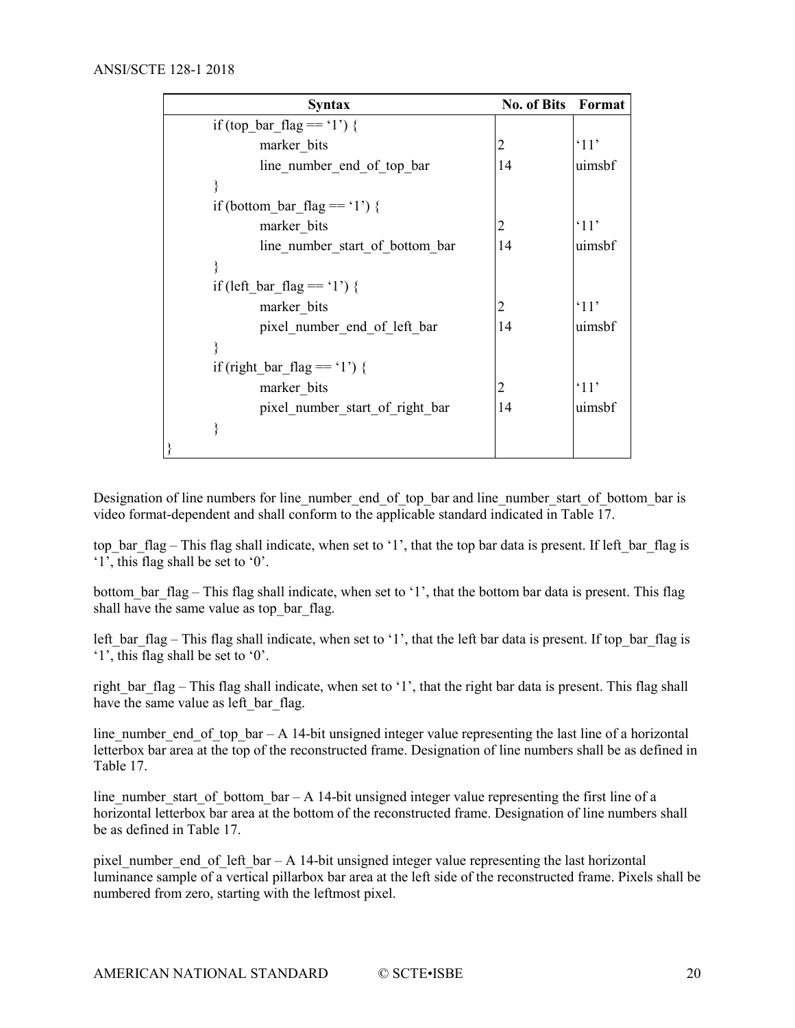| Syntax | No. of Bits | Format |
|---|---|---|
| if (top_bar_flag == '1') { | | |
| marker_bits | 2 | '11' |
| line_number_end_of_top_bar | 14 | uimsbf |
| } | | |
| if (bottom_bar_flag == '1') { | | |
| marker_bits | 2 | '11' |
| line_number_start_of_bottom_bar | 14 | uimsbf |
| } | | |
| if (left_bar_flag == '1') { | | |
| marker_bits | 2 | '11' |
| pixel_number_end_of_left_bar | 14 | uimsbf |
| } | | |
| if (right_bar_flag == '1') { | | |
| marker_bits | 2 | '11' |
| pixel_number_start_of_right_bar | 14 | uimsbf |
| } | | |
| } | | |

Designation of line numbers for line_number_end_of_top_bar and line_number_start_of_bottom_bar is video format-dependent and shall conform to the applicable standard indicated in Table 17.

top_bar_flag – This flag shall indicate, when set to '1', that the top bar data is present. If left_bar_flag is '1', this flag shall be set to '0'.

bottom_bar_flag – This flag shall indicate, when set to '1', that the bottom bar data is present. This flag shall have the same value as top_bar_flag.

left_bar_flag – This flag shall indicate, when set to '1', that the left bar data is present. If top_bar_flag is '1', this flag shall be set to '0'.

right_bar_flag – This flag shall indicate, when set to '1', that the right bar data is present. This flag shall have the same value as left_bar_flag.

line_number_end_of_top_bar – A 14-bit unsigned integer value representing the last line of a horizontal letterbox bar area at the top of the reconstructed frame. Designation of line numbers shall be as defined in Table 17.

line_number_start_of_bottom_bar – A 14-bit unsigned integer value representing the first line of a horizontal letterbox bar area at the bottom of the reconstructed frame. Designation of line numbers shall be as defined in Table 17.

pixel_number_end_of_left_bar – A 14-bit unsigned integer value representing the last horizontal luminance sample of a vertical pillarbox bar area at the left side of the reconstructed frame. Pixels shall be numbered from zero, starting with the leftmost pixel.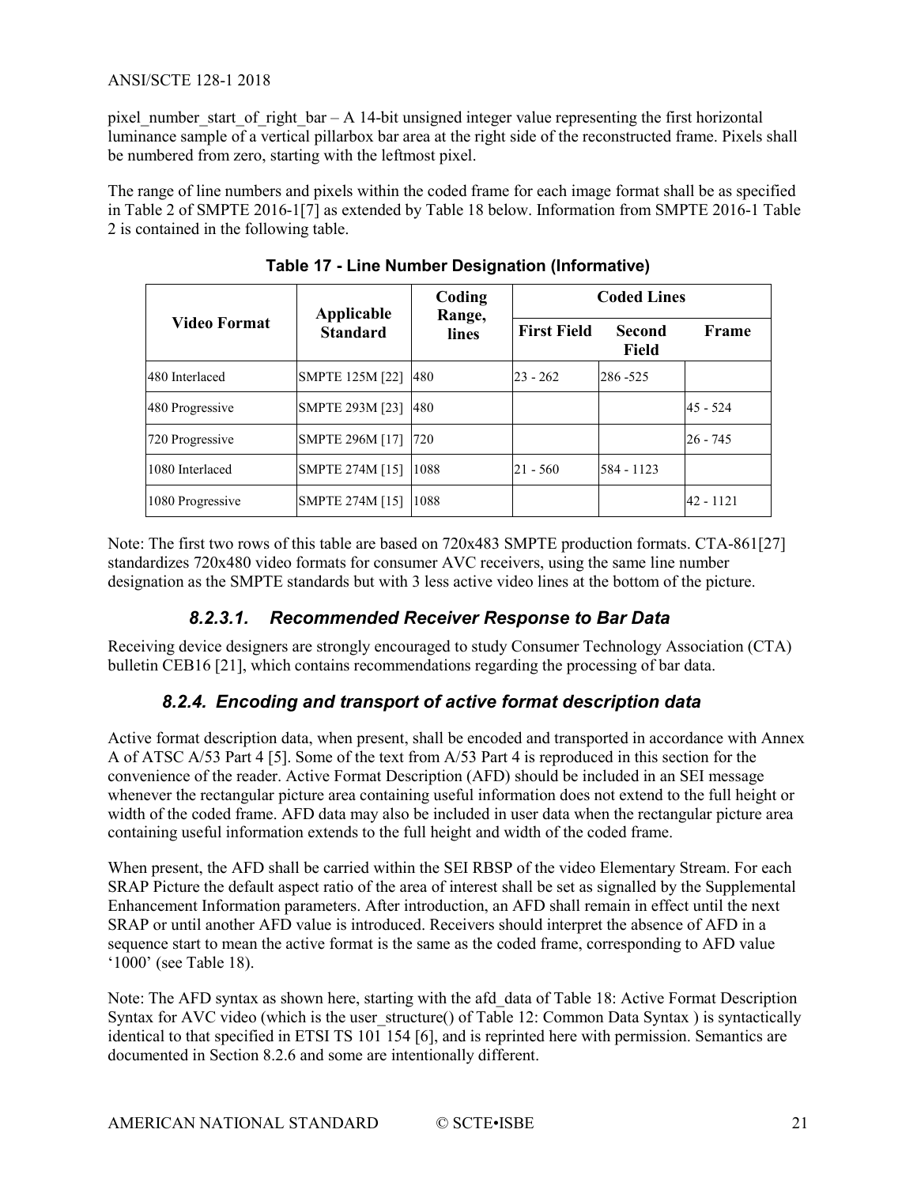pixel_number_start_of_right_bar – A 14-bit unsigned integer value representing the first horizontal luminance sample of a vertical pillarbox bar area at the right side of the reconstructed frame. Pixels shall be numbered from zero, starting with the leftmost pixel.

The range of line numbers and pixels within the coded frame for each image format shall be as specified in Table 2 of SMPTE 2016-1[7] as extended by Table 18 below. Information from SMPTE 2016-1 Table 2 is contained in the following table.

**Table 17 - Line Number Designation (Informative)**

| Video Format | Applicable Standard | Coding Range, lines | Coded Lines | | |
|---|---|---|---|---|---|
| | | | First Field | Second Field | Frame |
| 480 Interlaced | SMPTE 125M [22] | 480 | 23 - 262 | 286 -525 | |
| 480 Progressive | SMPTE 293M [23] | 480 | | | 45 - 524 |
| 720 Progressive | SMPTE 296M [17] | 720 | | | 26 - 745 |
| 1080 Interlaced | SMPTE 274M [15] | 1088 | 21 - 560 | 584 - 1123 | |
| 1080 Progressive | SMPTE 274M [15] | 1088 | | | 42 - 1121 |

Note: The first two rows of this table are based on 720x483 SMPTE production formats. CTA-861[27] standardizes 720x480 video formats for consumer AVC receivers, using the same line number designation as the SMPTE standards but with 3 less active video lines at the bottom of the picture.

#### *8.2.3.1. Recommended Receiver Response to Bar Data*

Receiving device designers are strongly encouraged to study Consumer Technology Association (CTA) bulletin CEB16 [21], which contains recommendations regarding the processing of bar data.

### *8.2.4. Encoding and transport of active format description data*

Active format description data, when present, shall be encoded and transported in accordance with Annex A of ATSC A/53 Part 4 [5]. Some of the text from A/53 Part 4 is reproduced in this section for the convenience of the reader. Active Format Description (AFD) should be included in an SEI message whenever the rectangular picture area containing useful information does not extend to the full height or width of the coded frame. AFD data may also be included in user data when the rectangular picture area containing useful information extends to the full height and width of the coded frame.

When present, the AFD shall be carried within the SEI RBSP of the video Elementary Stream. For each SRAP Picture the default aspect ratio of the area of interest shall be set as signalled by the Supplemental Enhancement Information parameters. After introduction, an AFD shall remain in effect until the next SRAP or until another AFD value is introduced. Receivers should interpret the absence of AFD in a sequence start to mean the active format is the same as the coded frame, corresponding to AFD value '1000' (see Table 18).

Note: The AFD syntax as shown here, starting with the afd_data of Table 18: Active Format Description Syntax for AVC video (which is the user_structure() of Table 12: Common Data Syntax ) is syntactically identical to that specified in ETSI TS 101 154 [6], and is reprinted here with permission. Semantics are documented in Section 8.2.6 and some are intentionally different.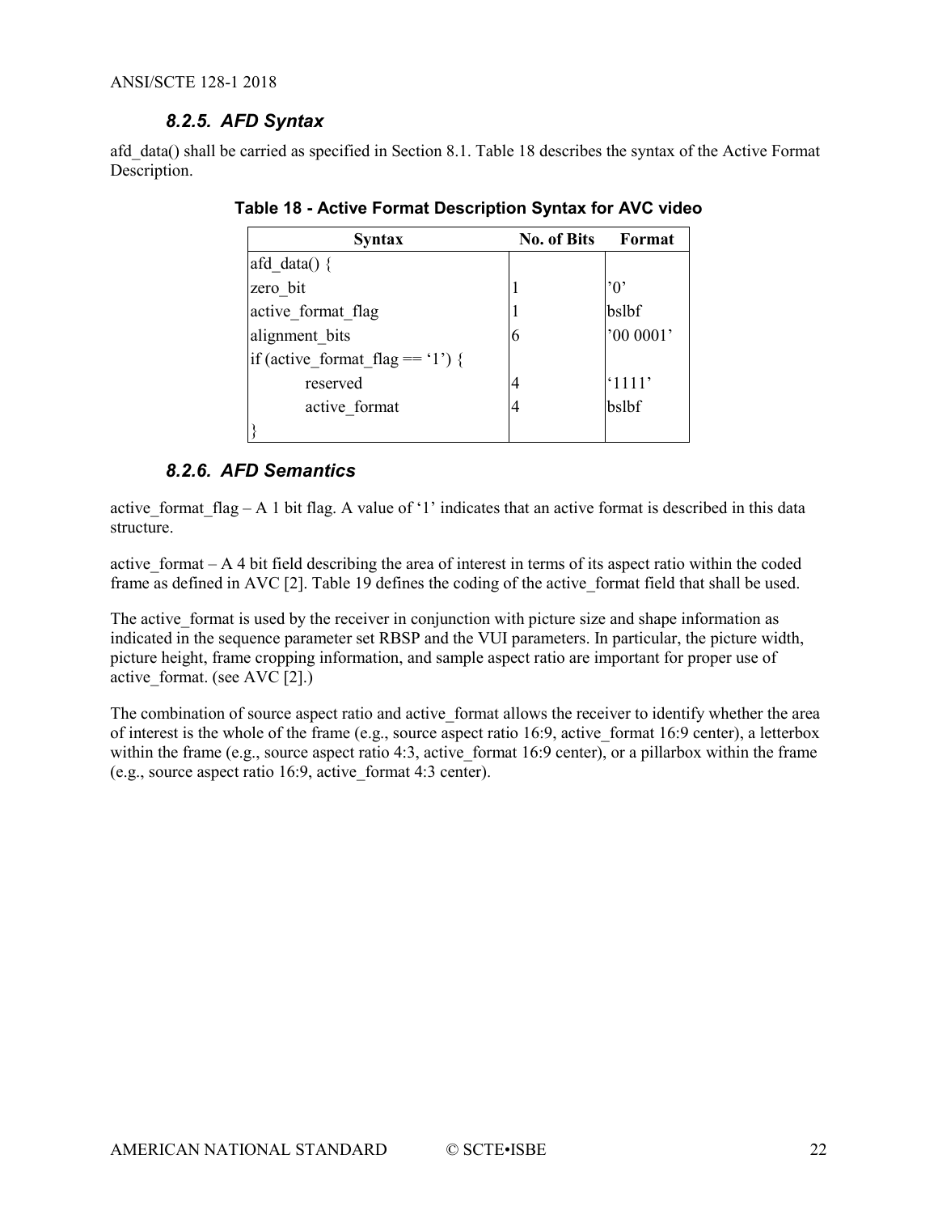### 8.2.5. AFD Syntax

afd_data() shall be carried as specified in Section 8.1. Table 18 describes the syntax of the Active Format Description.

**Table 18 - Active Format Description Syntax for AVC video**

| Syntax | No. of Bits | Format |
|---|---|---|
| afd_data() { | | |
| zero_bit | 1 | '0' |
| active_format_flag | 1 | bslbf |
| alignment_bits | 6 | '00 0001' |
| if (active_format_flag == '1') { | | |
| reserved | 4 | '1111' |
| active_format | 4 | bslbf |
| } | | |

### 8.2.6. AFD Semantics

active_format_flag – A 1 bit flag. A value of '1' indicates that an active format is described in this data structure.

active_format – A 4 bit field describing the area of interest in terms of its aspect ratio within the coded frame as defined in AVC [2]. Table 19 defines the coding of the active_format field that shall be used.

The active_format is used by the receiver in conjunction with picture size and shape information as indicated in the sequence parameter set RBSP and the VUI parameters. In particular, the picture width, picture height, frame cropping information, and sample aspect ratio are important for proper use of active_format. (see AVC [2].)

The combination of source aspect ratio and active_format allows the receiver to identify whether the area of interest is the whole of the frame (e.g., source aspect ratio 16:9, active_format 16:9 center), a letterbox within the frame (e.g., source aspect ratio 4:3, active_format 16:9 center), or a pillarbox within the frame (e.g., source aspect ratio 16:9, active_format 4:3 center).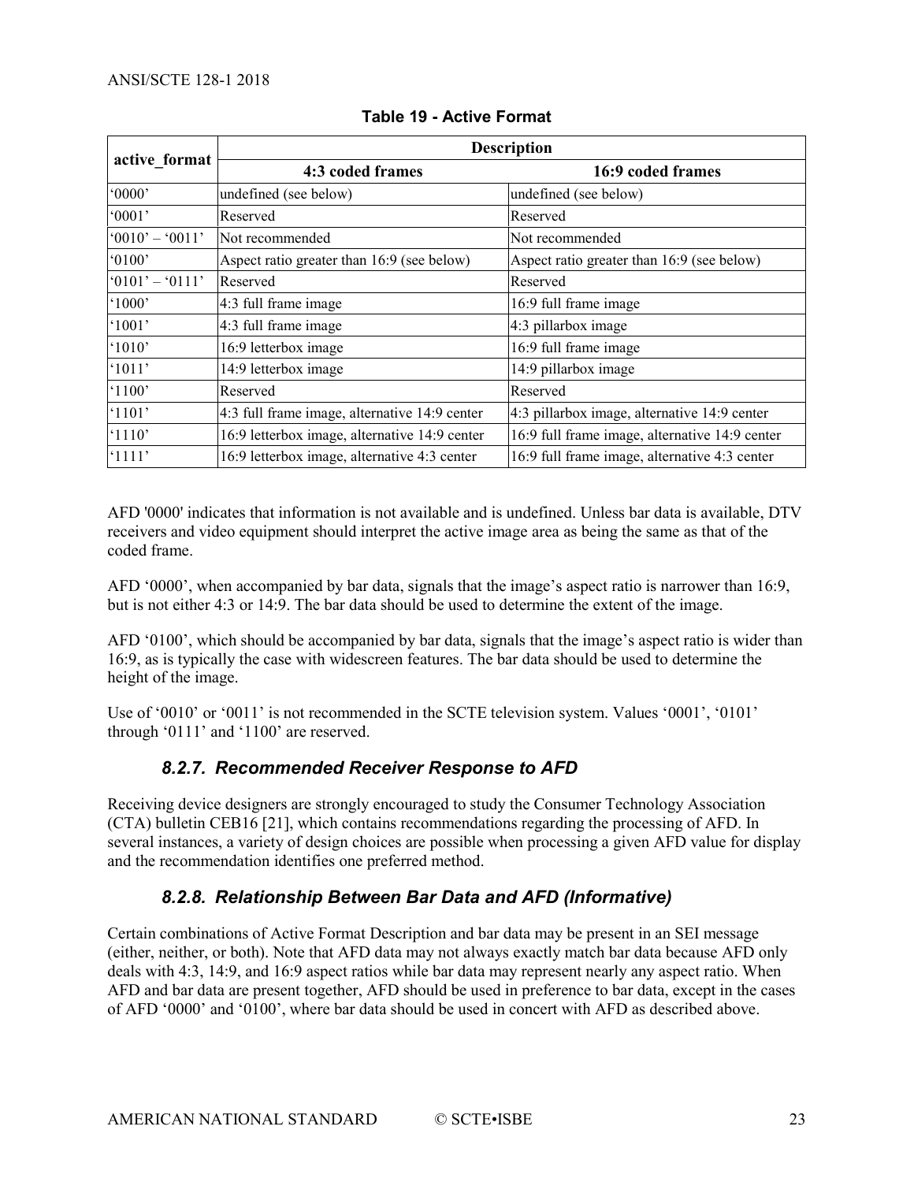**Table 19 - Active Format**

| active_format | Description | |
|---|---|---|
| | 4:3 coded frames | 16:9 coded frames |
| ‘0000’ | undefined (see below) | undefined (see below) |
| ‘0001’ | Reserved | Reserved |
| ‘0010’ – ‘0011’ | Not recommended | Not recommended |
| ‘0100’ | Aspect ratio greater than 16:9 (see below) | Aspect ratio greater than 16:9 (see below) |
| ‘0101’ – ‘0111’ | Reserved | Reserved |
| ‘1000’ | 4:3 full frame image | 16:9 full frame image |
| ‘1001’ | 4:3 full frame image | 4:3 pillarbox image |
| ‘1010’ | 16:9 letterbox image | 16:9 full frame image |
| ‘1011’ | 14:9 letterbox image | 14:9 pillarbox image |
| ‘1100’ | Reserved | Reserved |
| ‘1101’ | 4:3 full frame image, alternative 14:9 center | 4:3 pillarbox image, alternative 14:9 center |
| ‘1110’ | 16:9 letterbox image, alternative 14:9 center | 16:9 full frame image, alternative 14:9 center |
| ‘1111’ | 16:9 letterbox image, alternative 4:3 center | 16:9 full frame image, alternative 4:3 center |

AFD '0000' indicates that information is not available and is undefined. Unless bar data is available, DTV receivers and video equipment should interpret the active image area as being the same as that of the coded frame.

AFD ‘0000’, when accompanied by bar data, signals that the image’s aspect ratio is narrower than 16:9, but is not either 4:3 or 14:9. The bar data should be used to determine the extent of the image.

AFD ‘0100’, which should be accompanied by bar data, signals that the image’s aspect ratio is wider than 16:9, as is typically the case with widescreen features. The bar data should be used to determine the height of the image.

Use of ‘0010’ or ‘0011’ is not recommended in the SCTE television system. Values ‘0001’, ‘0101’ through ‘0111’ and ‘1100’ are reserved.

### *8.2.7. Recommended Receiver Response to AFD*

Receiving device designers are strongly encouraged to study the Consumer Technology Association (CTA) bulletin CEB16 [21], which contains recommendations regarding the processing of AFD. In several instances, a variety of design choices are possible when processing a given AFD value for display and the recommendation identifies one preferred method.

### *8.2.8. Relationship Between Bar Data and AFD (Informative)*

Certain combinations of Active Format Description and bar data may be present in an SEI message (either, neither, or both). Note that AFD data may not always exactly match bar data because AFD only deals with 4:3, 14:9, and 16:9 aspect ratios while bar data may represent nearly any aspect ratio. When AFD and bar data are present together, AFD should be used in preference to bar data, except in the cases of AFD ‘0000’ and ‘0100’, where bar data should be used in concert with AFD as described above.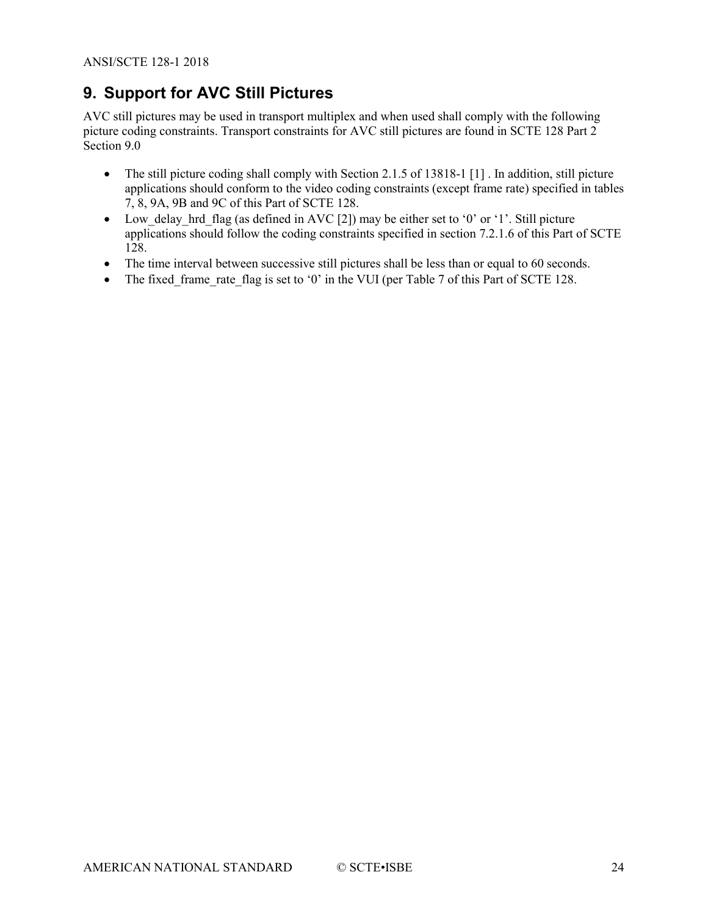# 9. Support for AVC Still Pictures

AVC still pictures may be used in transport multiplex and when used shall comply with the following picture coding constraints. Transport constraints for AVC still pictures are found in SCTE 128 Part 2 Section 9.0

- The still picture coding shall comply with Section 2.1.5 of 13818-1 [1] . In addition, still picture applications should conform to the video coding constraints (except frame rate) specified in tables 7, 8, 9A, 9B and 9C of this Part of SCTE 128.
- Low_delay_hrd_flag (as defined in AVC [2]) may be either set to '0' or '1'. Still picture applications should follow the coding constraints specified in section 7.2.1.6 of this Part of SCTE 128.
- The time interval between successive still pictures shall be less than or equal to 60 seconds.
- The fixed_frame_rate_flag is set to '0' in the VUI (per Table 7 of this Part of SCTE 128.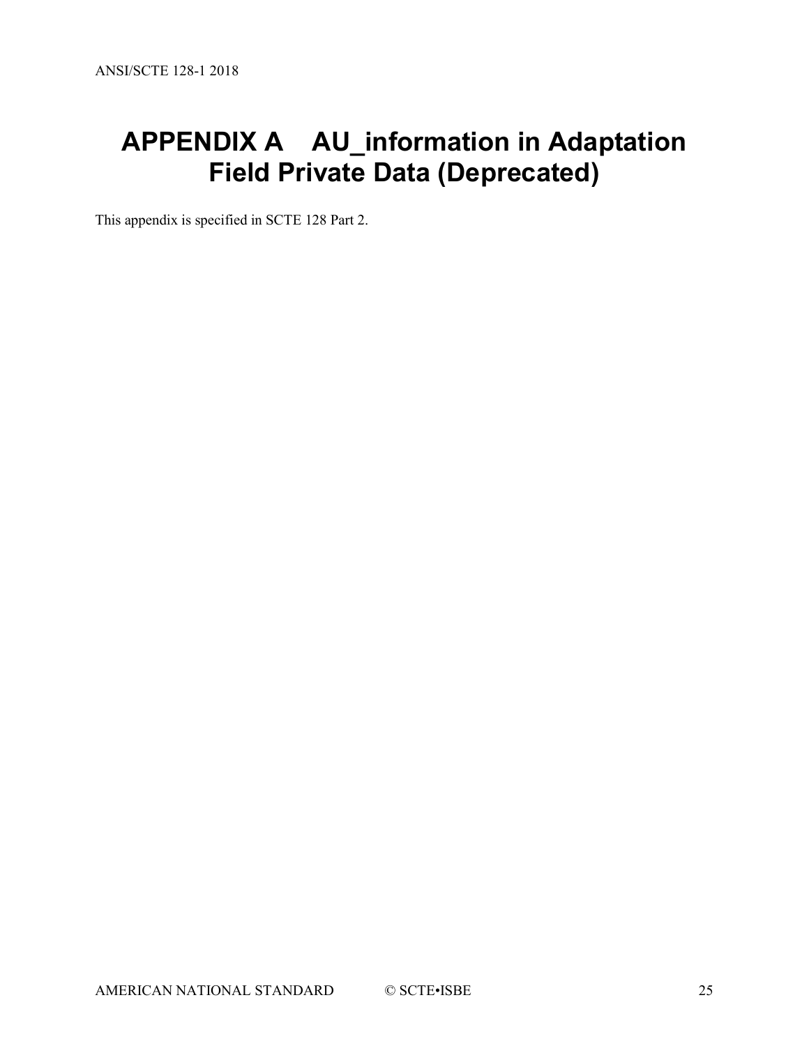# APPENDIX A AU_information in Adaptation Field Private Data (Deprecated)

This appendix is specified in SCTE 128 Part 2.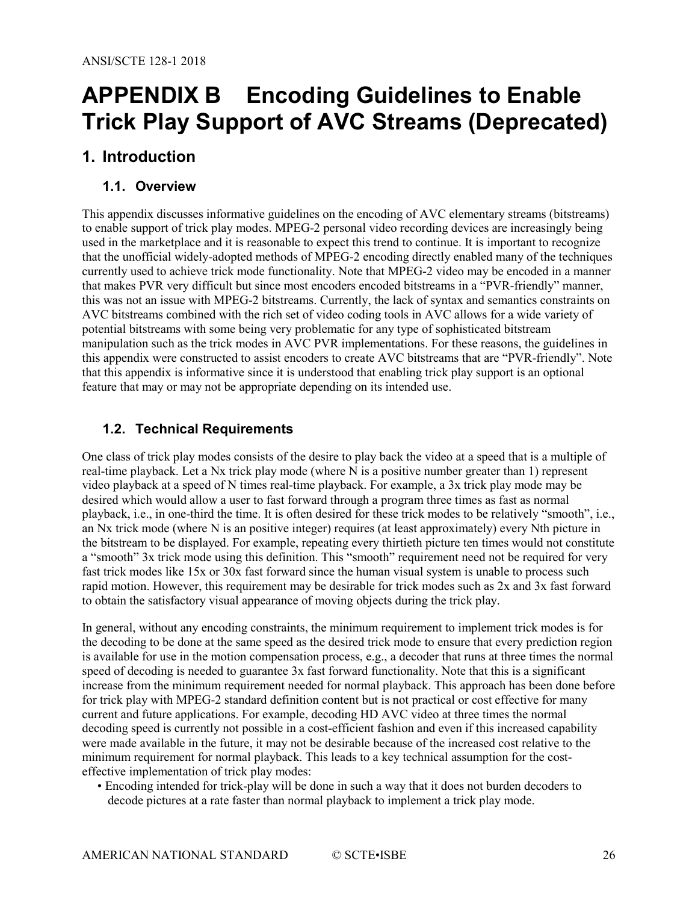# APPENDIX B Encoding Guidelines to Enable Trick Play Support of AVC Streams (Deprecated)

## 1. Introduction

### 1.1. Overview

This appendix discusses informative guidelines on the encoding of AVC elementary streams (bitstreams) to enable support of trick play modes. MPEG-2 personal video recording devices are increasingly being used in the marketplace and it is reasonable to expect this trend to continue. It is important to recognize that the unofficial widely-adopted methods of MPEG-2 encoding directly enabled many of the techniques currently used to achieve trick mode functionality. Note that MPEG-2 video may be encoded in a manner that makes PVR very difficult but since most encoders encoded bitstreams in a "PVR-friendly" manner, this was not an issue with MPEG-2 bitstreams. Currently, the lack of syntax and semantics constraints on AVC bitstreams combined with the rich set of video coding tools in AVC allows for a wide variety of potential bitstreams with some being very problematic for any type of sophisticated bitstream manipulation such as the trick modes in AVC PVR implementations. For these reasons, the guidelines in this appendix were constructed to assist encoders to create AVC bitstreams that are "PVR-friendly". Note that this appendix is informative since it is understood that enabling trick play support is an optional feature that may or may not be appropriate depending on its intended use.

### 1.2. Technical Requirements

One class of trick play modes consists of the desire to play back the video at a speed that is a multiple of real-time playback. Let a Nx trick play mode (where N is a positive number greater than 1) represent video playback at a speed of N times real-time playback. For example, a 3x trick play mode may be desired which would allow a user to fast forward through a program three times as fast as normal playback, i.e., in one-third the time. It is often desired for these trick modes to be relatively "smooth", i.e., an Nx trick mode (where N is an positive integer) requires (at least approximately) every Nth picture in the bitstream to be displayed. For example, repeating every thirtieth picture ten times would not constitute a "smooth" 3x trick mode using this definition. This "smooth" requirement need not be required for very fast trick modes like 15x or 30x fast forward since the human visual system is unable to process such rapid motion. However, this requirement may be desirable for trick modes such as 2x and 3x fast forward to obtain the satisfactory visual appearance of moving objects during the trick play.

In general, without any encoding constraints, the minimum requirement to implement trick modes is for the decoding to be done at the same speed as the desired trick mode to ensure that every prediction region is available for use in the motion compensation process, e.g., a decoder that runs at three times the normal speed of decoding is needed to guarantee 3x fast forward functionality. Note that this is a significant increase from the minimum requirement needed for normal playback. This approach has been done before for trick play with MPEG-2 standard definition content but is not practical or cost effective for many current and future applications. For example, decoding HD AVC video at three times the normal decoding speed is currently not possible in a cost-efficient fashion and even if this increased capability were made available in the future, it may not be desirable because of the increased cost relative to the minimum requirement for normal playback. This leads to a key technical assumption for the cost-effective implementation of trick play modes:

- Encoding intended for trick-play will be done in such a way that it does not burden decoders to decode pictures at a rate faster than normal playback to implement a trick play mode.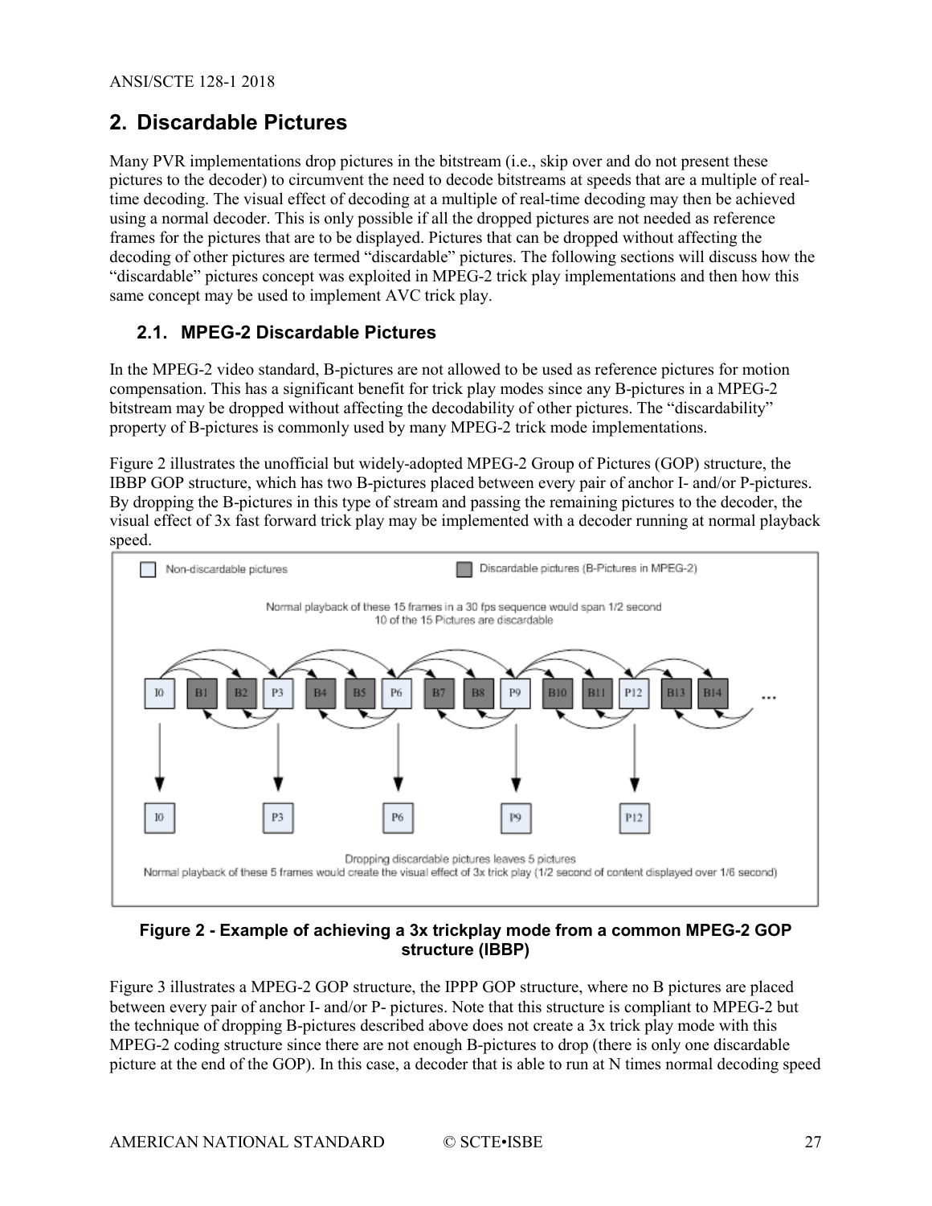## 2. Discardable Pictures

Many PVR implementations drop pictures in the bitstream (i.e., skip over and do not present these pictures to the decoder) to circumvent the need to decode bitstreams at speeds that are a multiple of real-time decoding. The visual effect of decoding at a multiple of real-time decoding may then be achieved using a normal decoder. This is only possible if all the dropped pictures are not needed as reference frames for the pictures that are to be displayed. Pictures that can be dropped without affecting the decoding of other pictures are termed “discardable” pictures. The following sections will discuss how the “discardable” pictures concept was exploited in MPEG-2 trick play implementations and then how this same concept may be used to implement AVC trick play.

### 2.1. MPEG-2 Discardable Pictures

In the MPEG-2 video standard, B-pictures are not allowed to be used as reference pictures for motion compensation. This has a significant benefit for trick play modes since any B-pictures in a MPEG-2 bitstream may be dropped without affecting the decodability of other pictures. The “discardability” property of B-pictures is commonly used by many MPEG-2 trick mode implementations.

Figure 2 illustrates the unofficial but widely-adopted MPEG-2 Group of Pictures (GOP) structure, the IBBP GOP structure, which has two B-pictures placed between every pair of anchor I- and/or P-pictures. By dropping the B-pictures in this type of stream and passing the remaining pictures to the decoder, the visual effect of 3x fast forward trick play may be implemented with a decoder running at normal playback speed.

**Figure 2 - Example of achieving a 3x trickplay mode from a common MPEG-2 GOP structure (IBBP)**

Figure 3 illustrates a MPEG-2 GOP structure, the IPPP GOP structure, where no B pictures are placed between every pair of anchor I- and/or P- pictures. Note that this structure is compliant to MPEG-2 but the technique of dropping B-pictures described above does not create a 3x trick play mode with this MPEG-2 coding structure since there are not enough B-pictures to drop (there is only one discardable picture at the end of the GOP). In this case, a decoder that is able to run at N times normal decoding speed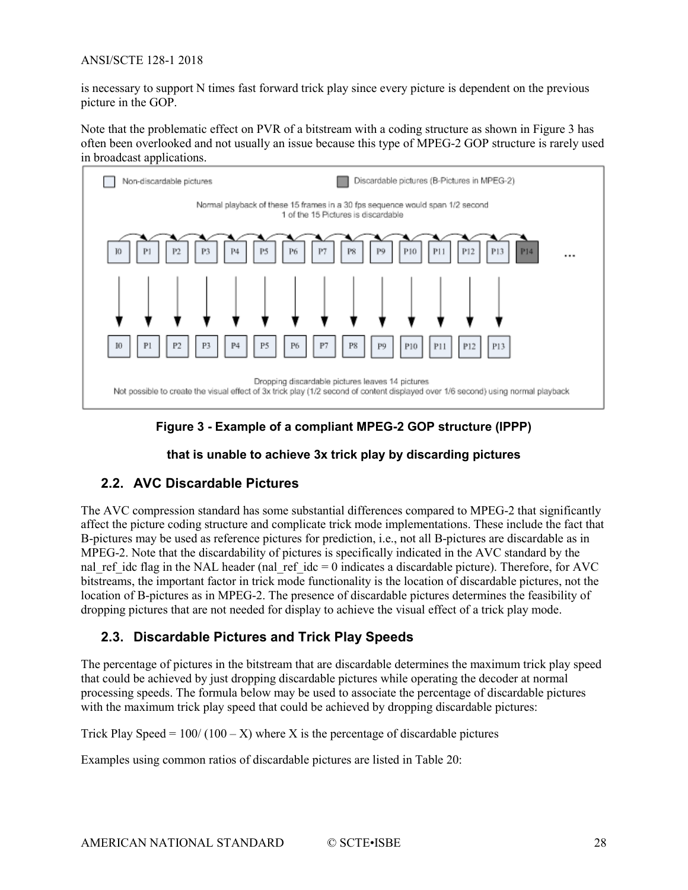is necessary to support N times fast forward trick play since every picture is dependent on the previous picture in the GOP.

Note that the problematic effect on PVR of a bitstream with a coding structure as shown in Figure 3 has often been overlooked and not usually an issue because this type of MPEG-2 GOP structure is rarely used in broadcast applications.

**Figure 3 - Example of a compliant MPEG-2 GOP structure (IPPP) that is unable to achieve 3x trick play by discarding pictures**

## 2.2. AVC Discardable Pictures

The AVC compression standard has some substantial differences compared to MPEG-2 that significantly affect the picture coding structure and complicate trick mode implementations. These include the fact that B-pictures may be used as reference pictures for prediction, i.e., not all B-pictures are discardable as in MPEG-2. Note that the discardability of pictures is specifically indicated in the AVC standard by the nal_ref_idc flag in the NAL header (nal_ref_idc = 0 indicates a discardable picture). Therefore, for AVC bitstreams, the important factor in trick mode functionality is the location of discardable pictures, not the location of B-pictures as in MPEG-2. The presence of discardable pictures determines the feasibility of dropping pictures that are not needed for display to achieve the visual effect of a trick play mode.

## 2.3. Discardable Pictures and Trick Play Speeds

The percentage of pictures in the bitstream that are discardable determines the maximum trick play speed that could be achieved by just dropping discardable pictures while operating the decoder at normal processing speeds. The formula below may be used to associate the percentage of discardable pictures with the maximum trick play speed that could be achieved by dropping discardable pictures:

Trick Play Speed = $100/(100 - X)$ where X is the percentage of discardable pictures

Examples using common ratios of discardable pictures are listed in Table 20: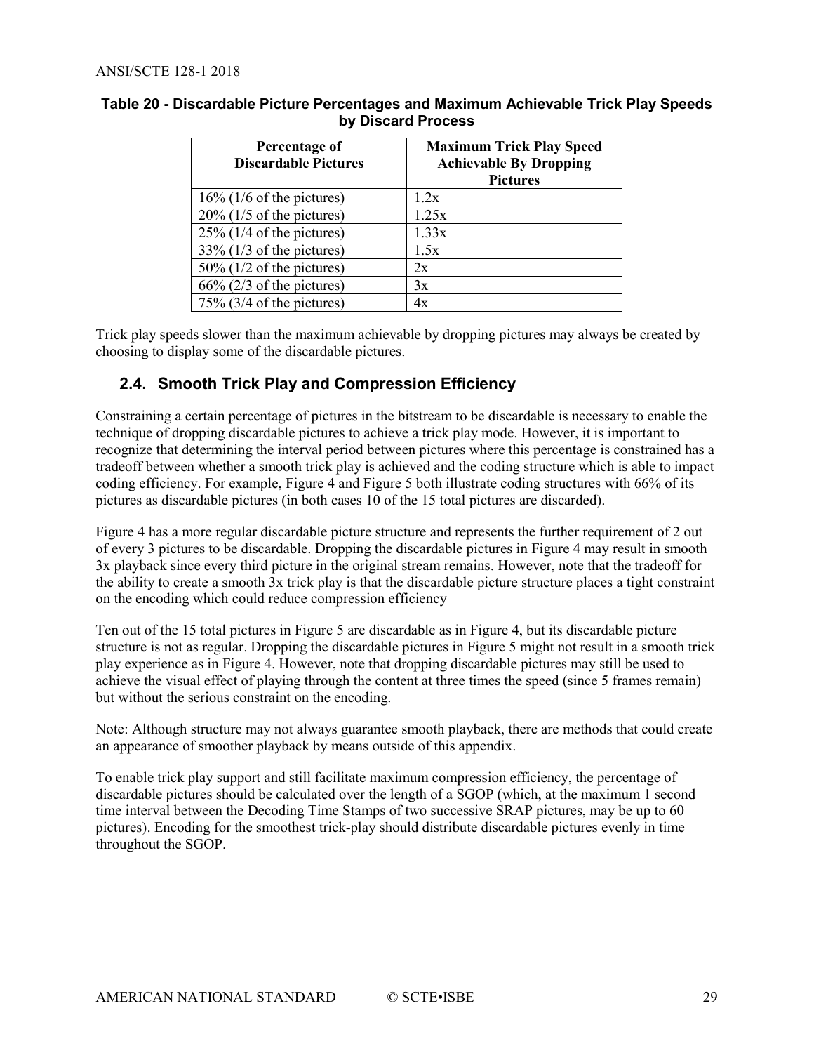**Table 20 - Discardable Picture Percentages and Maximum Achievable Trick Play Speeds by Discard Process**

| Percentage of Discardable Pictures | Maximum Trick Play Speed Achievable By Dropping Pictures |
|---|---|
| 16% (1/6 of the pictures) | 1.2x |
| 20% (1/5 of the pictures) | 1.25x |
| 25% (1/4 of the pictures) | 1.33x |
| 33% (1/3 of the pictures) | 1.5x |
| 50% (1/2 of the pictures) | 2x |
| 66% (2/3 of the pictures) | 3x |
| 75% (3/4 of the pictures) | 4x |

Trick play speeds slower than the maximum achievable by dropping pictures may always be created by choosing to display some of the discardable pictures.

## 2.4. Smooth Trick Play and Compression Efficiency

Constraining a certain percentage of pictures in the bitstream to be discardable is necessary to enable the technique of dropping discardable pictures to achieve a trick play mode. However, it is important to recognize that determining the interval period between pictures where this percentage is constrained has a tradeoff between whether a smooth trick play is achieved and the coding structure which is able to impact coding efficiency. For example, Figure 4 and Figure 5 both illustrate coding structures with 66% of its pictures as discardable pictures (in both cases 10 of the 15 total pictures are discarded).

Figure 4 has a more regular discardable picture structure and represents the further requirement of 2 out of every 3 pictures to be discardable. Dropping the discardable pictures in Figure 4 may result in smooth 3x playback since every third picture in the original stream remains. However, note that the tradeoff for the ability to create a smooth 3x trick play is that the discardable picture structure places a tight constraint on the encoding which could reduce compression efficiency

Ten out of the 15 total pictures in Figure 5 are discardable as in Figure 4, but its discardable picture structure is not as regular. Dropping the discardable pictures in Figure 5 might not result in a smooth trick play experience as in Figure 4. However, note that dropping discardable pictures may still be used to achieve the visual effect of playing through the content at three times the speed (since 5 frames remain) but without the serious constraint on the encoding.

Note: Although structure may not always guarantee smooth playback, there are methods that could create an appearance of smoother playback by means outside of this appendix.

To enable trick play support and still facilitate maximum compression efficiency, the percentage of discardable pictures should be calculated over the length of a SGOP (which, at the maximum 1 second time interval between the Decoding Time Stamps of two successive SRAP pictures, may be up to 60 pictures). Encoding for the smoothest trick-play should distribute discardable pictures evenly in time throughout the SGOP.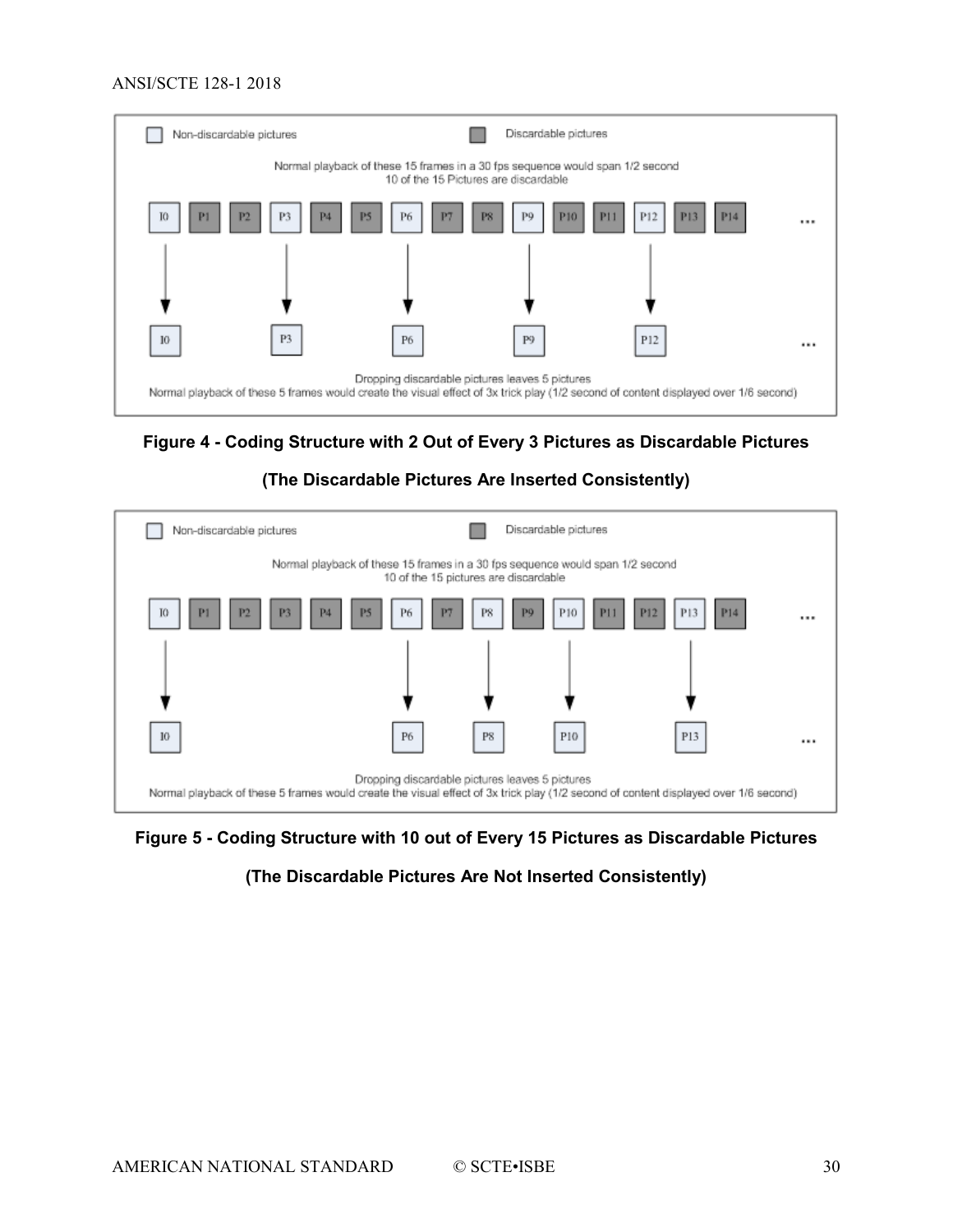Non-discardable pictures

Discardable pictures

Normal playback of these 15 frames in a 30 fps sequence would span 1/2 second
10 of the 15 Pictures are discardable

I0 P1 P2 P3 P4 P5 P6 P7 P8 P9 P10 P11 P12 P13 P14 ...

I0 P3 P6 P9 P12 ...

Dropping discardable pictures leaves 5 pictures
Normal playback of these 5 frames would create the visual effect of 3x trick play (1/2 second of content displayed over 1/6 second)

**Figure 4 - Coding Structure with 2 Out of Every 3 Pictures as Discardable Pictures**

**(The Discardable Pictures Are Inserted Consistently)**

Non-discardable pictures

Discardable pictures

Normal playback of these 15 frames in a 30 fps sequence would span 1/2 second
10 of the 15 pictures are discardable

I0 P1 P2 P3 P4 P5 P6 P7 P8 P9 P10 P11 P12 P13 P14 ...

I0 P6 P8 P10 P13 ...

Dropping discardable pictures leaves 5 pictures
Normal playback of these 5 frames would create the visual effect of 3x trick play (1/2 second of content displayed over 1/6 second)

**Figure 5 - Coding Structure with 10 out of Every 15 Pictures as Discardable Pictures**

**(The Discardable Pictures Are Not Inserted Consistently)**